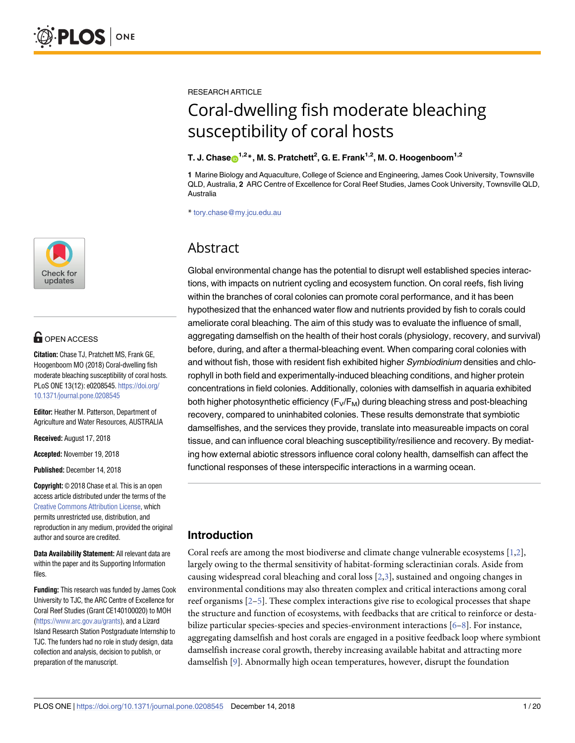RESEARCH ARTICLE

# Coral-dwelling fish moderate bleaching susceptibility of coral hosts

**T. J. Chase[1,2]*, M. S. Pratchett[2], G. E. Frank[1,2], M. O. Hoogenboom[1,2]**

**1** Marine Biology and Aquaculture, College of Science and Engineering, James Cook University, Townsville QLD, Australia, **2** ARC Centre of Excellence for Coral Reef Studies, James Cook University, Townsville QLD, Australia

* tory.chase@my.jcu.edu.au

OPEN ACCESS

**Citation:** Chase TJ, Pratchett MS, Frank GE, Hoogenboom MO (2018) Coral-dwelling fish moderate bleaching susceptibility of coral hosts. PLoS ONE 13(12): e0208545. https://doi.org/10.1371/journal.pone.0208545

**Editor:** Heather M. Patterson, Department of Agriculture and Water Resources, AUSTRALIA

**Received:** August 17, 2018

**Accepted:** November 19, 2018

**Published:** December 14, 2018

**Copyright:** © 2018 Chase et al. This is an open access article distributed under the terms of the Creative Commons Attribution License, which permits unrestricted use, distribution, and reproduction in any medium, provided the original author and source are credited.

**Data Availability Statement:** All relevant data are within the paper and its Supporting Information files.

**Funding:** This research was funded by James Cook University to TJC, the ARC Centre of Excellence for Coral Reef Studies (Grant CE140100020) to MOH (https://www.arc.gov.au/grants), and a Lizard Island Research Station Postgraduate Internship to TJC. The funders had no role in study design, data collection and analysis, decision to publish, or preparation of the manuscript.

## Abstract

Global environmental change has the potential to disrupt well established species interactions, with impacts on nutrient cycling and ecosystem function. On coral reefs, fish living within the branches of coral colonies can promote coral performance, and it has been hypothesized that the enhanced water flow and nutrients provided by fish to corals could ameliorate coral bleaching. The aim of this study was to evaluate the influence of small, aggregating damselfish on the health of their host corals (physiology, recovery, and survival) before, during, and after a thermal-bleaching event. When comparing coral colonies with and without fish, those with resident fish exhibited higher *Symbiodinium* densities and chlorophyll in both field and experimentally-induced bleaching conditions, and higher protein concentrations in field colonies. Additionally, colonies with damselfish in aquaria exhibited both higher photosynthetic efficiency ($F_V/F_M$) during bleaching stress and post-bleaching recovery, compared to uninhabited colonies. These results demonstrate that symbiotic damselfishes, and the services they provide, translate into measureable impacts on coral tissue, and can influence coral bleaching susceptibility/resilience and recovery. By mediating how external abiotic stressors influence coral colony health, damselfish can affect the functional responses of these interspecific interactions in a warming ocean.

## Introduction

Coral reefs are among the most biodiverse and climate change vulnerable ecosystems [1,2], largely owing to the thermal sensitivity of habitat-forming scleractinian corals. Aside from causing widespread coral bleaching and coral loss [2,3], sustained and ongoing changes in environmental conditions may also threaten complex and critical interactions among coral reef organisms [2–5]. These complex interactions give rise to ecological processes that shape the structure and function of ecosystems, with feedbacks that are critical to reinforce or destabilize particular species-species and species-environment interactions [6–8]. For instance, aggregating damselfish and host corals are engaged in a positive feedback loop where symbiont damselfish increase coral growth, thereby increasing available habitat and attracting more damselfish [9]. Abnormally high ocean temperatures, however, disrupt the foundation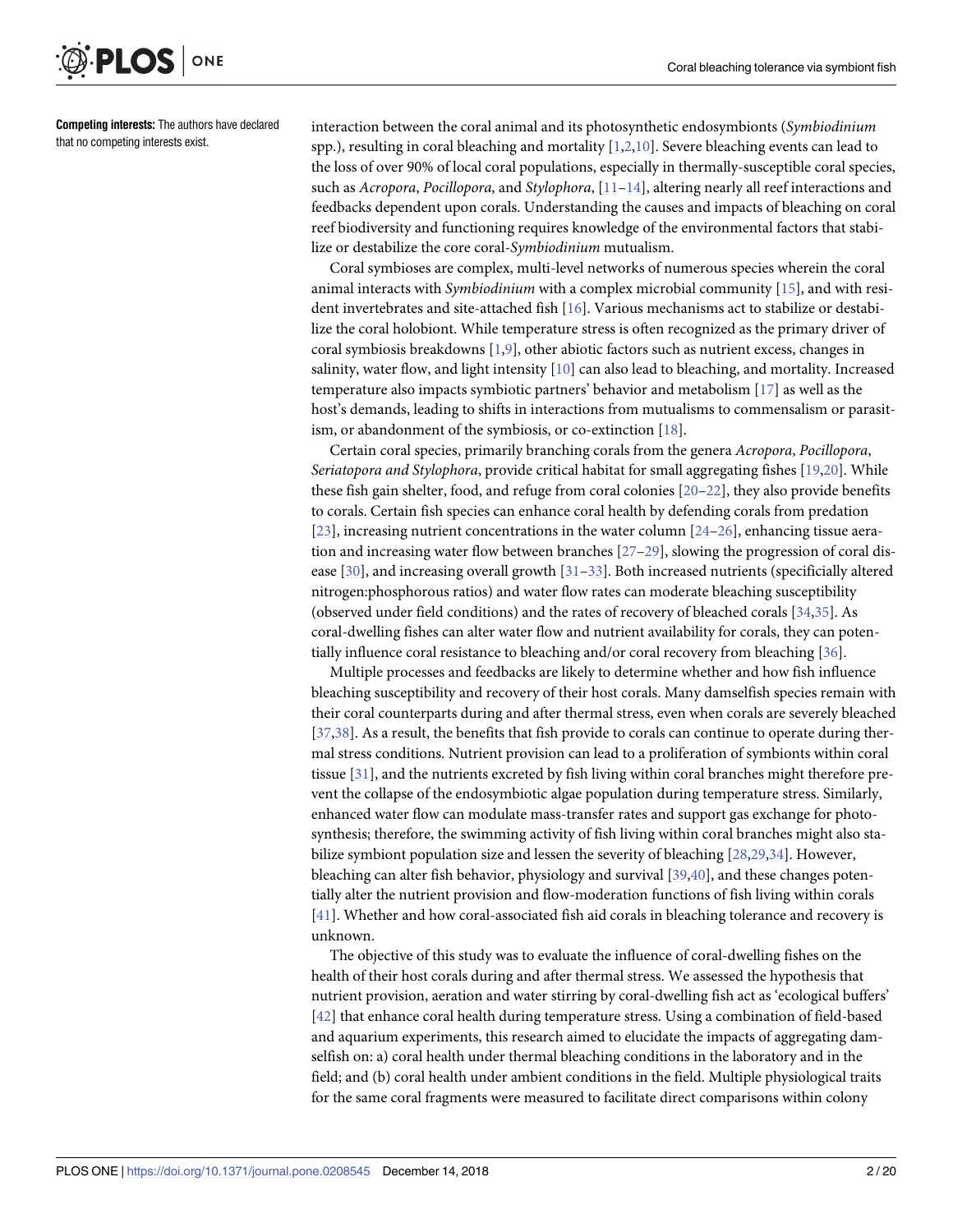**Competing interests:** The authors have declared that no competing interests exist.

interaction between the coral animal and its photosynthetic endosymbionts (*Symbiodinium* spp.), resulting in coral bleaching and mortality [1,2,10]. Severe bleaching events can lead to the loss of over 90% of local coral populations, especially in thermally-susceptible coral species, such as *Acropora*, *Pocillopora*, and *Stylophora*, [11–14], altering nearly all reef interactions and feedbacks dependent upon corals. Understanding the causes and impacts of bleaching on coral reef biodiversity and functioning requires knowledge of the environmental factors that stabilize or destabilize the core coral-*Symbiodinium* mutualism.

Coral symbioses are complex, multi-level networks of numerous species wherein the coral animal interacts with *Symbiodinium* with a complex microbial community [15], and with resident invertebrates and site-attached fish [16]. Various mechanisms act to stabilize or destabilize the coral holobiont. While temperature stress is often recognized as the primary driver of coral symbiosis breakdowns [1,9], other abiotic factors such as nutrient excess, changes in salinity, water flow, and light intensity [10] can also lead to bleaching, and mortality. Increased temperature also impacts symbiotic partners' behavior and metabolism [17] as well as the host's demands, leading to shifts in interactions from mutualisms to commensalism or parasitism, or abandonment of the symbiosis, or co-extinction [18].

Certain coral species, primarily branching corals from the genera *Acropora*, *Pocillopora*, *Seriatopora and Stylophora*, provide critical habitat for small aggregating fishes [19,20]. While these fish gain shelter, food, and refuge from coral colonies [20–22], they also provide benefits to corals. Certain fish species can enhance coral health by defending corals from predation [23], increasing nutrient concentrations in the water column [24–26], enhancing tissue aeration and increasing water flow between branches [27–29], slowing the progression of coral disease [30], and increasing overall growth [31–33]. Both increased nutrients (specifically altered nitrogen:phosphorous ratios) and water flow rates can moderate bleaching susceptibility (observed under field conditions) and the rates of recovery of bleached corals [34,35]. As coral-dwelling fishes can alter water flow and nutrient availability for corals, they can potentially influence coral resistance to bleaching and/or coral recovery from bleaching [36].

Multiple processes and feedbacks are likely to determine whether and how fish influence bleaching susceptibility and recovery of their host corals. Many damselfish species remain with their coral counterparts during and after thermal stress, even when corals are severely bleached [37,38]. As a result, the benefits that fish provide to corals can continue to operate during thermal stress conditions. Nutrient provision can lead to a proliferation of symbionts within coral tissue [31], and the nutrients excreted by fish living within coral branches might therefore prevent the collapse of the endosymbiotic algae population during temperature stress. Similarly, enhanced water flow can modulate mass-transfer rates and support gas exchange for photosynthesis; therefore, the swimming activity of fish living within coral branches might also stabilize symbiont population size and lessen the severity of bleaching [28,29,34]. However, bleaching can alter fish behavior, physiology and survival [39,40], and these changes potentially alter the nutrient provision and flow-moderation functions of fish living within corals [41]. Whether and how coral-associated fish aid corals in bleaching tolerance and recovery is unknown.

The objective of this study was to evaluate the influence of coral-dwelling fishes on the health of their host corals during and after thermal stress. We assessed the hypothesis that nutrient provision, aeration and water stirring by coral-dwelling fish act as 'ecological buffers' [42] that enhance coral health during temperature stress. Using a combination of field-based and aquarium experiments, this research aimed to elucidate the impacts of aggregating damselfish on: a) coral health under thermal bleaching conditions in the laboratory and in the field; and (b) coral health under ambient conditions in the field. Multiple physiological traits for the same coral fragments were measured to facilitate direct comparisons within colony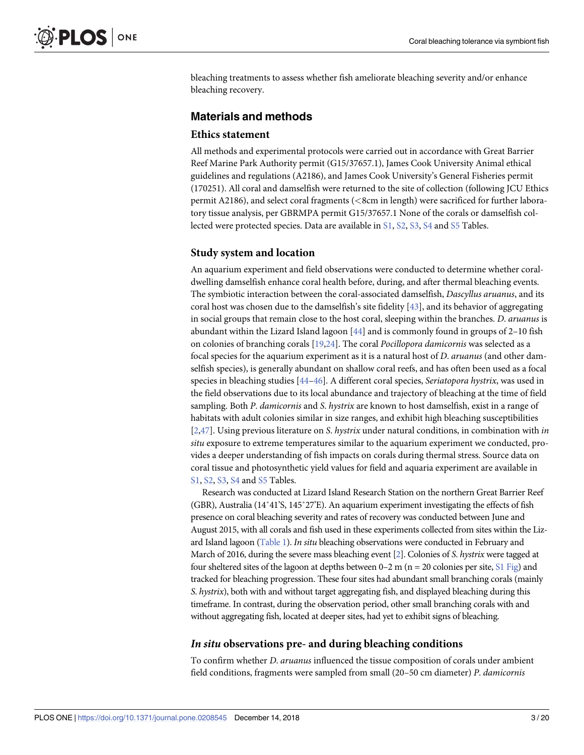bleaching treatments to assess whether fish ameliorate bleaching severity and/or enhance bleaching recovery.

## Materials and methods

### Ethics statement

All methods and experimental protocols were carried out in accordance with Great Barrier Reef Marine Park Authority permit (G15/37657.1), James Cook University Animal ethical guidelines and regulations (A2186), and James Cook University's General Fisheries permit (170251). All coral and damselfish were returned to the site of collection (following JCU Ethics permit A2186), and select coral fragments (<8cm in length) were sacrificed for further laboratory tissue analysis, per GBRMPA permit G15/37657.1 None of the corals or damselfish collected were protected species. Data are available in S1, S2, S3, S4 and S5 Tables.

### Study system and location

An aquarium experiment and field observations were conducted to determine whether coral-dwelling damselfish enhance coral health before, during, and after thermal bleaching events. The symbiotic interaction between the coral-associated damselfish, *Dascyllus aruanus*, and its coral host was chosen due to the damselfish's site fidelity [43], and its behavior of aggregating in social groups that remain close to the host coral, sleeping within the branches. *D. aruanus* is abundant within the Lizard Island lagoon [44] and is commonly found in groups of 2–10 fish on colonies of branching corals [19,24]. The coral *Pocillopora damicornis* was selected as a focal species for the aquarium experiment as it is a natural host of *D. aruanus* (and other damselfish species), is generally abundant on shallow coral reefs, and has often been used as a focal species in bleaching studies [44–46]. A different coral species, *Seriatopora hystrix*, was used in the field observations due to its local abundance and trajectory of bleaching at the time of field sampling. Both *P. damicornis* and *S. hystrix* are known to host damselfish, exist in a range of habitats with adult colonies similar in size ranges, and exhibit high bleaching susceptibilities [2,47]. Using previous literature on *S. hystrix* under natural conditions, in combination with *in situ* exposure to extreme temperatures similar to the aquarium experiment we conducted, provides a deeper understanding of fish impacts on corals during thermal stress. Source data on coral tissue and photosynthetic yield values for field and aquaria experiment are available in S1, S2, S3, S4 and S5 Tables.

Research was conducted at Lizard Island Research Station on the northern Great Barrier Reef (GBR), Australia (14˚41'S, 145˚27'E). An aquarium experiment investigating the effects of fish presence on coral bleaching severity and rates of recovery was conducted between June and August 2015, with all corals and fish used in these experiments collected from sites within the Lizard Island lagoon (Table 1). *In situ* bleaching observations were conducted in February and March of 2016, during the severe mass bleaching event [2]. Colonies of *S. hystrix* were tagged at four sheltered sites of the lagoon at depths between 0–2 m (n = 20 colonies per site, S1 Fig) and tracked for bleaching progression. These four sites had abundant small branching corals (mainly *S. hystrix*), both with and without target aggregating fish, and displayed bleaching during this timeframe. In contrast, during the observation period, other small branching corals with and without aggregating fish, located at deeper sites, had yet to exhibit signs of bleaching.

### *In situ* observations pre- and during bleaching conditions

To confirm whether *D. aruanus* influenced the tissue composition of corals under ambient field conditions, fragments were sampled from small (20–50 cm diameter) *P. damicornis*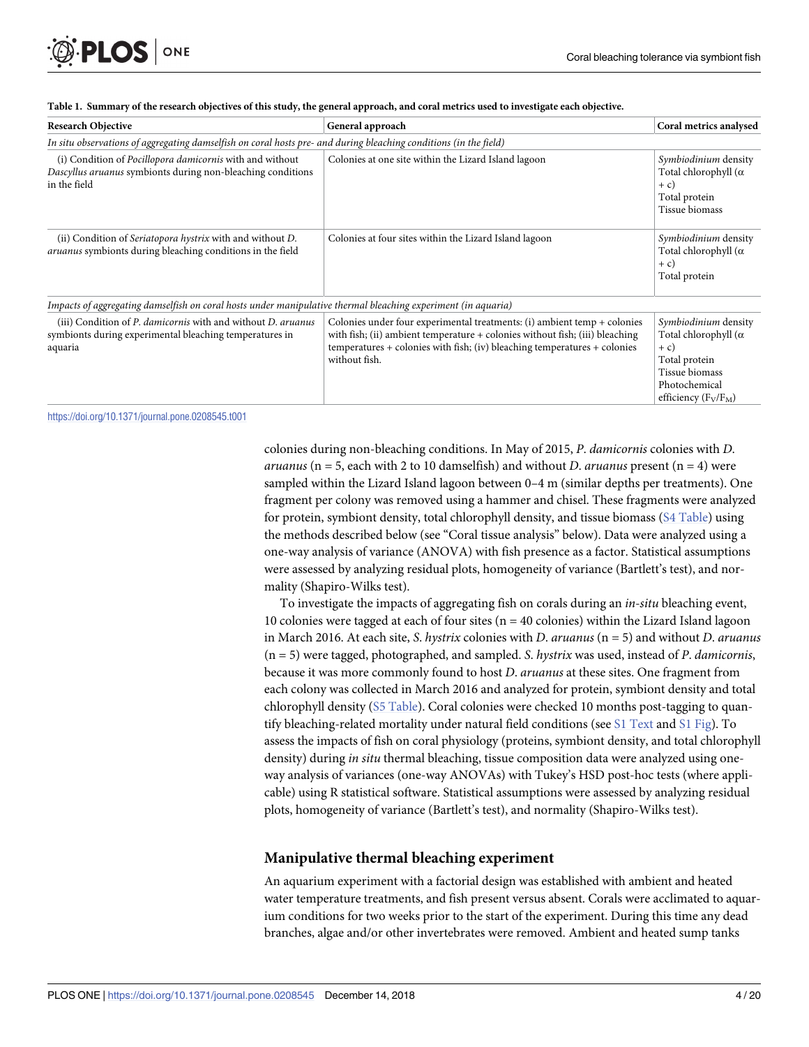**Table 1. Summary of the research objectives of this study, the general approach, and coral metrics used to investigate each objective.**

| Research Objective | General approach | Coral metrics analysed |
|---|---|---|
| *In situ observations of aggregating damselfish on coral hosts pre- and during bleaching conditions (in the field)* | | |
| (i) Condition of *Pocillopora damicornis* with and without *Dascyllus aruanus* symbionts during non-bleaching conditions in the field | Colonies at one site within the Lizard Island lagoon | *Symbiodinium* density<br>Total chlorophyll (α + c)<br>Total protein<br>Tissue biomass |
| (ii) Condition of *Seriatopora hystrix* with and without *D. aruanus* symbionts during bleaching conditions in the field | Colonies at four sites within the Lizard Island lagoon | *Symbiodinium* density<br>Total chlorophyll (α + c)<br>Total protein |
| *Impacts of aggregating damselfish on coral hosts under manipulative thermal bleaching experiment (in aquaria)* | | |
| (iii) Condition of *P. damicornis* with and without *D. aruanus* symbionts during experimental bleaching temperatures in aquaria | Colonies under four experimental treatments: (i) ambient temp + colonies with fish; (ii) ambient temperature + colonies without fish; (iii) bleaching temperatures + colonies with fish; (iv) bleaching temperatures + colonies without fish. | *Symbiodinium* density<br>Total chlorophyll (α + c)<br>Total protein<br>Tissue biomass<br>Photochemical efficiency ($F_V/F_M$) |

https://doi.org/10.1371/journal.pone.0208545.t001

colonies during non-bleaching conditions. In May of 2015, *P. damicornis* colonies with *D. aruanus* (n = 5, each with 2 to 10 damselfish) and without *D. aruanus* present (n = 4) were sampled within the Lizard Island lagoon between 0–4 m (similar depths per treatments). One fragment per colony was removed using a hammer and chisel. These fragments were analyzed for protein, symbiont density, total chlorophyll density, and tissue biomass (S4 Table) using the methods described below (see "Coral tissue analysis" below). Data were analyzed using a one-way analysis of variance (ANOVA) with fish presence as a factor. Statistical assumptions were assessed by analyzing residual plots, homogeneity of variance (Bartlett's test), and normality (Shapiro-Wilks test).

To investigate the impacts of aggregating fish on corals during an *in-situ* bleaching event, 10 colonies were tagged at each of four sites (n = 40 colonies) within the Lizard Island lagoon in March 2016. At each site, *S. hystrix* colonies with *D. aruanus* (n = 5) and without *D. aruanus* (n = 5) were tagged, photographed, and sampled. *S. hystrix* was used, instead of *P. damicornis*, because it was more commonly found to host *D. aruanus* at these sites. One fragment from each colony was collected in March 2016 and analyzed for protein, symbiont density and total chlorophyll density (S5 Table). Coral colonies were checked 10 months post-tagging to quantify bleaching-related mortality under natural field conditions (see S1 Text and S1 Fig). To assess the impacts of fish on coral physiology (proteins, symbiont density, and total chlorophyll density) during *in situ* thermal bleaching, tissue composition data were analyzed using one-way analysis of variances (one-way ANOVAs) with Tukey's HSD post-hoc tests (where applicable) using R statistical software. Statistical assumptions were assessed by analyzing residual plots, homogeneity of variance (Bartlett's test), and normality (Shapiro-Wilks test).

## Manipulative thermal bleaching experiment

An aquarium experiment with a factorial design was established with ambient and heated water temperature treatments, and fish present versus absent. Corals were acclimated to aquarium conditions for two weeks prior to the start of the experiment. During this time any dead branches, algae and/or other invertebrates were removed. Ambient and heated sump tanks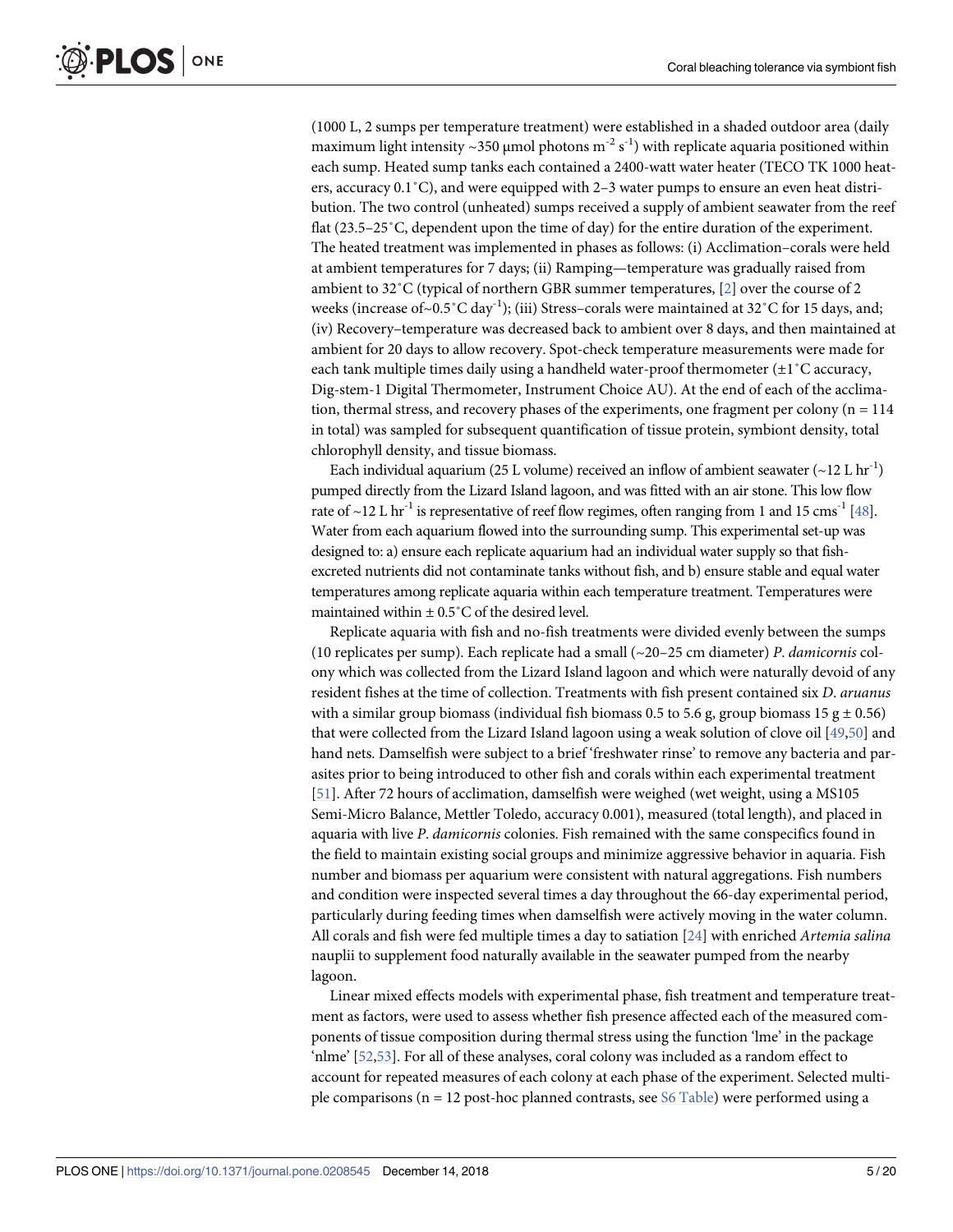(1000 L, 2 sumps per temperature treatment) were established in a shaded outdoor area (daily maximum light intensity ~350 μmol photons $m^{-2}$ $s^{-1}$) with replicate aquaria positioned within each sump. Heated sump tanks each contained a 2400-watt water heater (TECO TK 1000 heaters, accuracy 0.1˚C), and were equipped with 2–3 water pumps to ensure an even heat distribution. The two control (unheated) sumps received a supply of ambient seawater from the reef flat (23.5–25˚C, dependent upon the time of day) for the entire duration of the experiment. The heated treatment was implemented in phases as follows: (i) Acclimation–corals were held at ambient temperatures for 7 days; (ii) Ramping—temperature was gradually raised from ambient to 32˚C (typical of northern GBR summer temperatures, [2] over the course of 2 weeks (increase of~0.5˚C $day^{-1}$); (iii) Stress–corals were maintained at 32˚C for 15 days, and; (iv) Recovery–temperature was decreased back to ambient over 8 days, and then maintained at ambient for 20 days to allow recovery. Spot-check temperature measurements were made for each tank multiple times daily using a handheld water-proof thermometer (±1˚C accuracy, Dig-stem-1 Digital Thermometer, Instrument Choice AU). At the end of each of the acclimation, thermal stress, and recovery phases of the experiments, one fragment per colony (n = 114 in total) was sampled for subsequent quantification of tissue protein, symbiont density, total chlorophyll density, and tissue biomass.

Each individual aquarium (25 L volume) received an inflow of ambient seawater (~12 L $hr^{-1}$) pumped directly from the Lizard Island lagoon, and was fitted with an air stone. This low flow rate of ~12 L $hr^{-1}$ is representative of reef flow regimes, often ranging from 1 and 15 $cms^{-1}$ [48]. Water from each aquarium flowed into the surrounding sump. This experimental set-up was designed to: a) ensure each replicate aquarium had an individual water supply so that fish-excreted nutrients did not contaminate tanks without fish, and b) ensure stable and equal water temperatures among replicate aquaria within each temperature treatment. Temperatures were maintained within ± 0.5˚C of the desired level.

Replicate aquaria with fish and no-fish treatments were divided evenly between the sumps (10 replicates per sump). Each replicate had a small (~20–25 cm diameter) *P*. *damicornis* colony which was collected from the Lizard Island lagoon and which were naturally devoid of any resident fishes at the time of collection. Treatments with fish present contained six *D*. *aruanus* with a similar group biomass (individual fish biomass 0.5 to 5.6 g, group biomass 15 g ± 0.56) that were collected from the Lizard Island lagoon using a weak solution of clove oil [49,50] and hand nets. Damselfish were subject to a brief 'freshwater rinse' to remove any bacteria and parasites prior to being introduced to other fish and corals within each experimental treatment [51]. After 72 hours of acclimation, damselfish were weighed (wet weight, using a MS105 Semi-Micro Balance, Mettler Toledo, accuracy 0.001), measured (total length), and placed in aquaria with live *P*. *damicornis* colonies. Fish remained with the same conspecifics found in the field to maintain existing social groups and minimize aggressive behavior in aquaria. Fish number and biomass per aquarium were consistent with natural aggregations. Fish numbers and condition were inspected several times a day throughout the 66-day experimental period, particularly during feeding times when damselfish were actively moving in the water column. All corals and fish were fed multiple times a day to satiation [24] with enriched *Artemia salina* nauplii to supplement food naturally available in the seawater pumped from the nearby lagoon.

Linear mixed effects models with experimental phase, fish treatment and temperature treatment as factors, were used to assess whether fish presence affected each of the measured components of tissue composition during thermal stress using the function 'lme' in the package 'nlme' [52,53]. For all of these analyses, coral colony was included as a random effect to account for repeated measures of each colony at each phase of the experiment. Selected multiple comparisons (n = 12 post-hoc planned contrasts, see S6 Table) were performed using a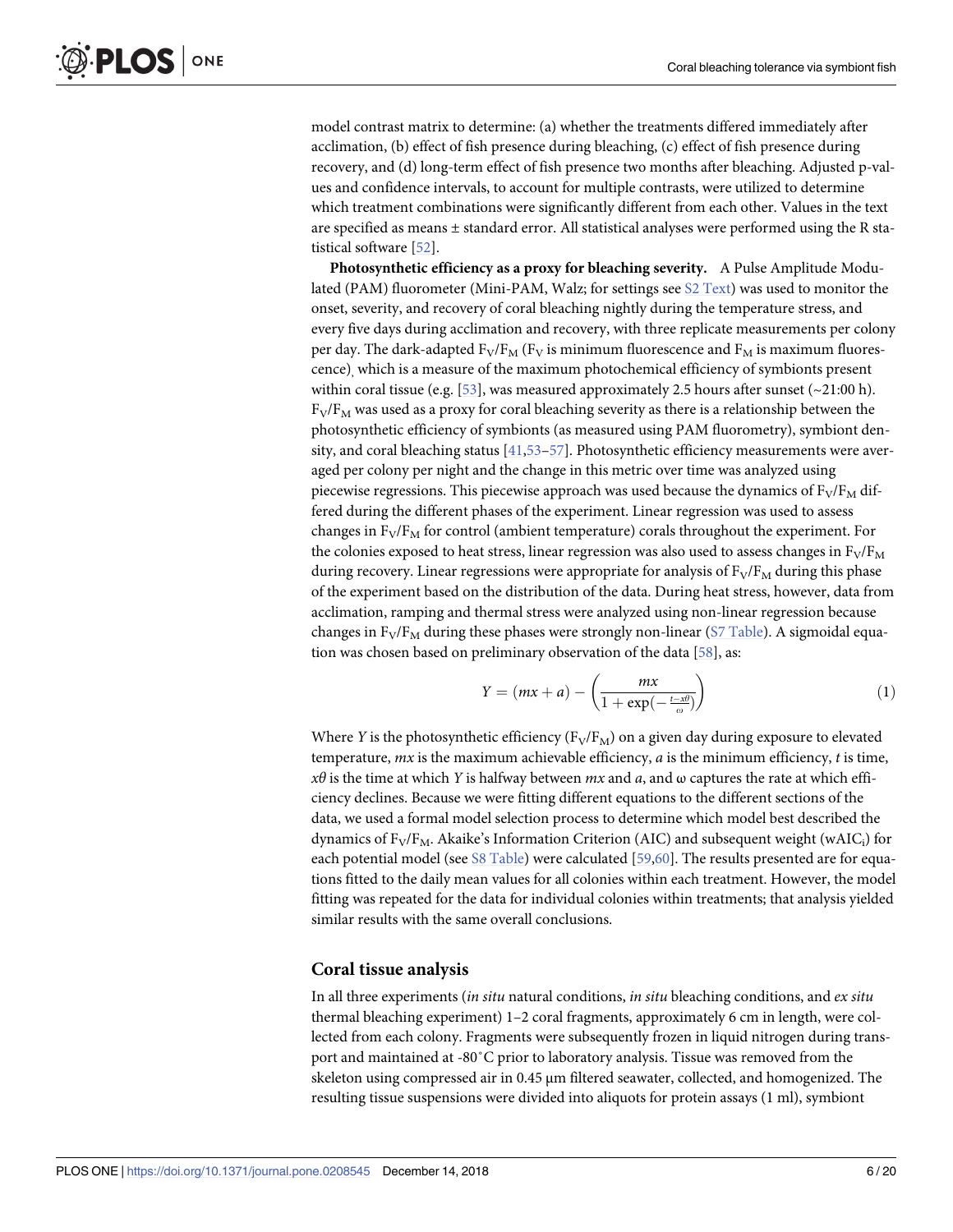model contrast matrix to determine: (a) whether the treatments differed immediately after acclimation, (b) effect of fish presence during bleaching, (c) effect of fish presence during recovery, and (d) long-term effect of fish presence two months after bleaching. Adjusted p-values and confidence intervals, to account for multiple contrasts, were utilized to determine which treatment combinations were significantly different from each other. Values in the text are specified as means ± standard error. All statistical analyses were performed using the R statistical software [52].

**Photosynthetic efficiency as a proxy for bleaching severity.** A Pulse Amplitude Modulated (PAM) fluorometer (Mini-PAM, Walz; for settings see S2 Text) was used to monitor the onset, severity, and recovery of coral bleaching nightly during the temperature stress, and every five days during acclimation and recovery, with three replicate measurements per colony per day. The dark-adapted $F_V/F_M$ ($F_V$ is minimum fluorescence and $F_M$ is maximum fluorescence), which is a measure of the maximum photochemical efficiency of symbionts present within coral tissue (e.g. [53], was measured approximately 2.5 hours after sunset (~21:00 h). $F_V/F_M$ was used as a proxy for coral bleaching severity as there is a relationship between the photosynthetic efficiency of symbionts (as measured using PAM fluorometry), symbiont density, and coral bleaching status [41,53–57]. Photosynthetic efficiency measurements were averaged per colony per night and the change in this metric over time was analyzed using piecewise regressions. This piecewise approach was used because the dynamics of $F_V/F_M$ differed during the different phases of the experiment. Linear regression was used to assess changes in $F_V/F_M$ for control (ambient temperature) corals throughout the experiment. For the colonies exposed to heat stress, linear regression was also used to assess changes in $F_V/F_M$ during recovery. Linear regressions were appropriate for analysis of $F_V/F_M$ during this phase of the experiment based on the distribution of the data. During heat stress, however, data from acclimation, ramping and thermal stress were analyzed using non-linear regression because changes in $F_V/F_M$ during these phases were strongly non-linear (S7 Table). A sigmoidal equation was chosen based on preliminary observation of the data [58], as:

$$Y = (mx + a) - \left(\frac{mx}{1 + \exp(-\frac{t - x\theta}{\omega})}\right) \tag{1}$$

Where $Y$ is the photosynthetic efficiency ($F_V/F_M$) on a given day during exposure to elevated temperature, $mx$ is the maximum achievable efficiency, $a$ is the minimum efficiency, $t$ is time, $x\theta$ is the time at which $Y$ is halfway between $mx$ and $a$, and $\omega$ captures the rate at which efficiency declines. Because we were fitting different equations to the different sections of the data, we used a formal model selection process to determine which model best described the dynamics of $F_V/F_M$. Akaike's Information Criterion (AIC) and subsequent weight ($wAIC_i$) for each potential model (see S8 Table) were calculated [59,60]. The results presented are for equations fitted to the daily mean values for all colonies within each treatment. However, the model fitting was repeated for the data for individual colonies within treatments; that analysis yielded similar results with the same overall conclusions.

## Coral tissue analysis

In all three experiments (*in situ* natural conditions, *in situ* bleaching conditions, and *ex situ* thermal bleaching experiment) 1–2 coral fragments, approximately 6 cm in length, were collected from each colony. Fragments were subsequently frozen in liquid nitrogen during transport and maintained at -80˚C prior to laboratory analysis. Tissue was removed from the skeleton using compressed air in 0.45 μm filtered seawater, collected, and homogenized. The resulting tissue suspensions were divided into aliquots for protein assays (1 ml), symbiont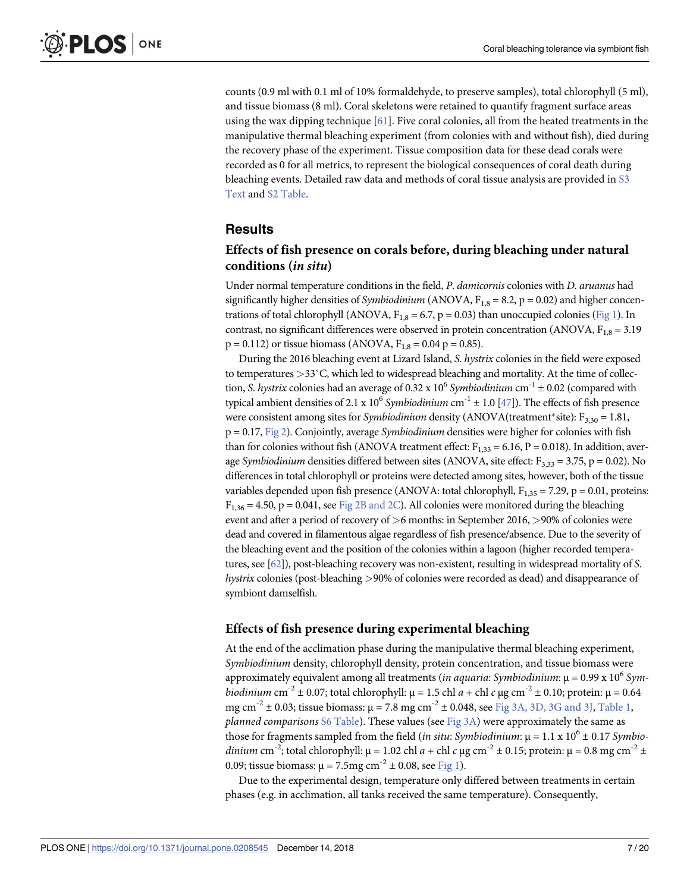counts (0.9 ml with 0.1 ml of 10% formaldehyde, to preserve samples), total chlorophyll (5 ml), and tissue biomass (8 ml). Coral skeletons were retained to quantify fragment surface areas using the wax dipping technique [61]. Five coral colonies, all from the heated treatments in the manipulative thermal bleaching experiment (from colonies with and without fish), died during the recovery phase of the experiment. Tissue composition data for these dead corals were recorded as 0 for all metrics, to represent the biological consequences of coral death during bleaching events. Detailed raw data and methods of coral tissue analysis are provided in S3 Text and S2 Table.

## Results

### Effects of fish presence on corals before, during bleaching under natural conditions (*in situ*)

Under normal temperature conditions in the field, *P. damicornis* colonies with *D. aruanus* had significantly higher densities of *Symbiodinium* (ANOVA, $F_{1,8} = 8.2$, $p = 0.02$) and higher concentrations of total chlorophyll (ANOVA, $F_{1,8} = 6.7$, $p = 0.03$) than unoccupied colonies (Fig 1). In contrast, no significant differences were observed in protein concentration (ANOVA, $F_{1,8} = 3.19$ $p = 0.112$) or tissue biomass (ANOVA, $F_{1,8} = 0.04$ $p = 0.85$).

During the 2016 bleaching event at Lizard Island, *S. hystrix* colonies in the field were exposed to temperatures >33˚C, which led to widespread bleaching and mortality. At the time of collection, *S. hystrix* colonies had an average of $0.32 \times 10^6$ *Symbiodinium* $cm^{-1} \pm 0.02$ (compared with typical ambient densities of $2.1 \times 10^6$ *Symbiodinium* $cm^{-1} \pm 1.0$ [47]). The effects of fish presence were consistent among sites for *Symbiodinium* density (ANOVA(treatment*site): $F_{3,30} = 1.81$, $p = 0.17$, Fig 2). Conjointly, average *Symbiodinium* densities were higher for colonies with fish than for colonies without fish (ANOVA treatment effect: $F_{1,33} = 6.16$, $P = 0.018$). In addition, average *Symbiodinium* densities differed between sites (ANOVA, site effect: $F_{3,33} = 3.75$, $p = 0.02$). No differences in total chlorophyll or proteins were detected among sites, however, both of the tissue variables depended upon fish presence (ANOVA: total chlorophyll, $F_{1,35} = 7.29$, $p = 0.01$, proteins: $F_{1,36} = 4.50$, $p = 0.041$, see Fig 2B and 2C). All colonies were monitored during the bleaching event and after a period of recovery of >6 months: in September 2016, >90% of colonies were dead and covered in filamentous algae regardless of fish presence/absence. Due to the severity of the bleaching event and the position of the colonies within a lagoon (higher recorded temperatures, see [62]), post-bleaching recovery was non-existent, resulting in widespread mortality of *S. hystrix* colonies (post-bleaching >90% of colonies were recorded as dead) and disappearance of symbiont damselfish.

### Effects of fish presence during experimental bleaching

At the end of the acclimation phase during the manipulative thermal bleaching experiment, *Symbiodinium* density, chlorophyll density, protein concentration, and tissue biomass were approximately equivalent among all treatments (*in aquaria*: *Symbiodinium*: $\mu = 0.99 \times 10^6$ *Symbiodinium* $cm^{-2} \pm 0.07$; total chlorophyll: $\mu = 1.5$ chl *a* + chl *c* $\mu g\ cm^{-2} \pm 0.10$; protein: $\mu = 0.64$ $mg\ cm^{-2} \pm 0.03$; tissue biomass: $\mu = 7.8$ $mg\ cm^{-2} \pm 0.048$, see Fig 3A, 3D, 3G and 3J, Table 1, *planned comparisons* S6 Table). These values (see Fig 3A) were approximately the same as those for fragments sampled from the field (*in situ*: *Symbiodinium*: $\mu = 1.1 \times 10^6 \pm 0.17$ *Symbiodinium* $cm^{-2}$; total chlorophyll: $\mu = 1.02$ chl *a* + chl *c* $\mu g\ cm^{-2} \pm 0.15$; protein: $\mu = 0.8$ $mg\ cm^{-2} \pm 0.09$; tissue biomass: $\mu = 7.5 mg\ cm^{-2} \pm 0.08$, see Fig 1).

Due to the experimental design, temperature only differed between treatments in certain phases (e.g. in acclimation, all tanks received the same temperature). Consequently,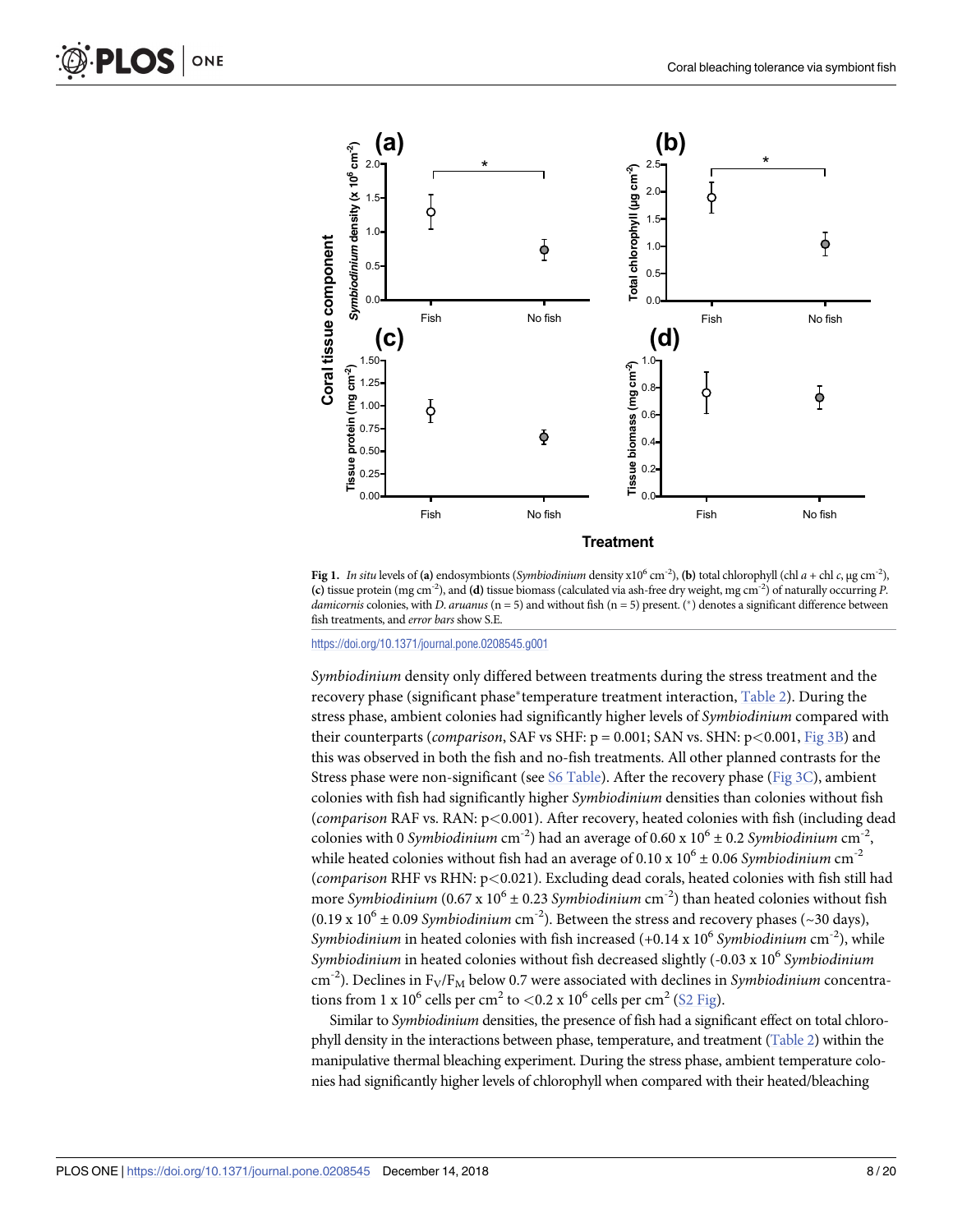**Fig 1.** *In situ* levels of **(a)** endosymbionts (*Symbiodinium* density x$10^6$ $cm^{-2}$), **(b)** total chlorophyll (chl *a* + chl *c*, μg $cm^{-2}$), **(c)** tissue protein (mg $cm^{-2}$), and **(d)** tissue biomass (calculated via ash-free dry weight, mg $cm^{-2}$) of naturally occurring *P. damicornis* colonies, with *D. aruanus* (n = 5) and without fish (n = 5) present. (*) denotes a significant difference between fish treatments, and *error bars* show S.E.

https://doi.org/10.1371/journal.pone.0208545.g001

*Symbiodinium* density only differed between treatments during the stress treatment and the recovery phase (significant phase*temperature treatment interaction, Table 2). During the stress phase, ambient colonies had significantly higher levels of *Symbiodinium* compared with their counterparts (*comparison*, SAF vs SHF: p = 0.001; SAN vs. SHN: p<0.001, Fig 3B) and this was observed in both the fish and no-fish treatments. All other planned contrasts for the Stress phase were non-significant (see S6 Table). After the recovery phase (Fig 3C), ambient colonies with fish had significantly higher *Symbiodinium* densities than colonies without fish (*comparison* RAF vs. RAN: p<0.001). After recovery, heated colonies with fish (including dead colonies with 0 *Symbiodinium* $cm^{-2}$) had an average of 0.60 x $10^6$ ± 0.2 *Symbiodinium* $cm^{-2}$, while heated colonies without fish had an average of 0.10 x $10^6$ ± 0.06 *Symbiodinium* $cm^{-2}$ (*comparison* RHF vs RHN: p<0.021). Excluding dead corals, heated colonies with fish still had more *Symbiodinium* (0.67 x $10^6$ ± 0.23 *Symbiodinium* $cm^{-2}$) than heated colonies without fish (0.19 x $10^6$ ± 0.09 *Symbiodinium* $cm^{-2}$). Between the stress and recovery phases (~30 days), *Symbiodinium* in heated colonies with fish increased (+0.14 x $10^6$ *Symbiodinium* $cm^{-2}$), while *Symbiodinium* in heated colonies without fish decreased slightly (-0.03 x $10^6$ *Symbiodinium* $cm^{-2}$). Declines in $F_V/F_M$ below 0.7 were associated with declines in *Symbiodinium* concentrations from 1 x $10^6$ cells per $cm^2$ to <0.2 x $10^6$ cells per $cm^2$ (S2 Fig).

Similar to *Symbiodinium* densities, the presence of fish had a significant effect on total chlorophyll density in the interactions between phase, temperature, and treatment (Table 2) within the manipulative thermal bleaching experiment. During the stress phase, ambient temperature colonies had significantly higher levels of chlorophyll when compared with their heated/bleaching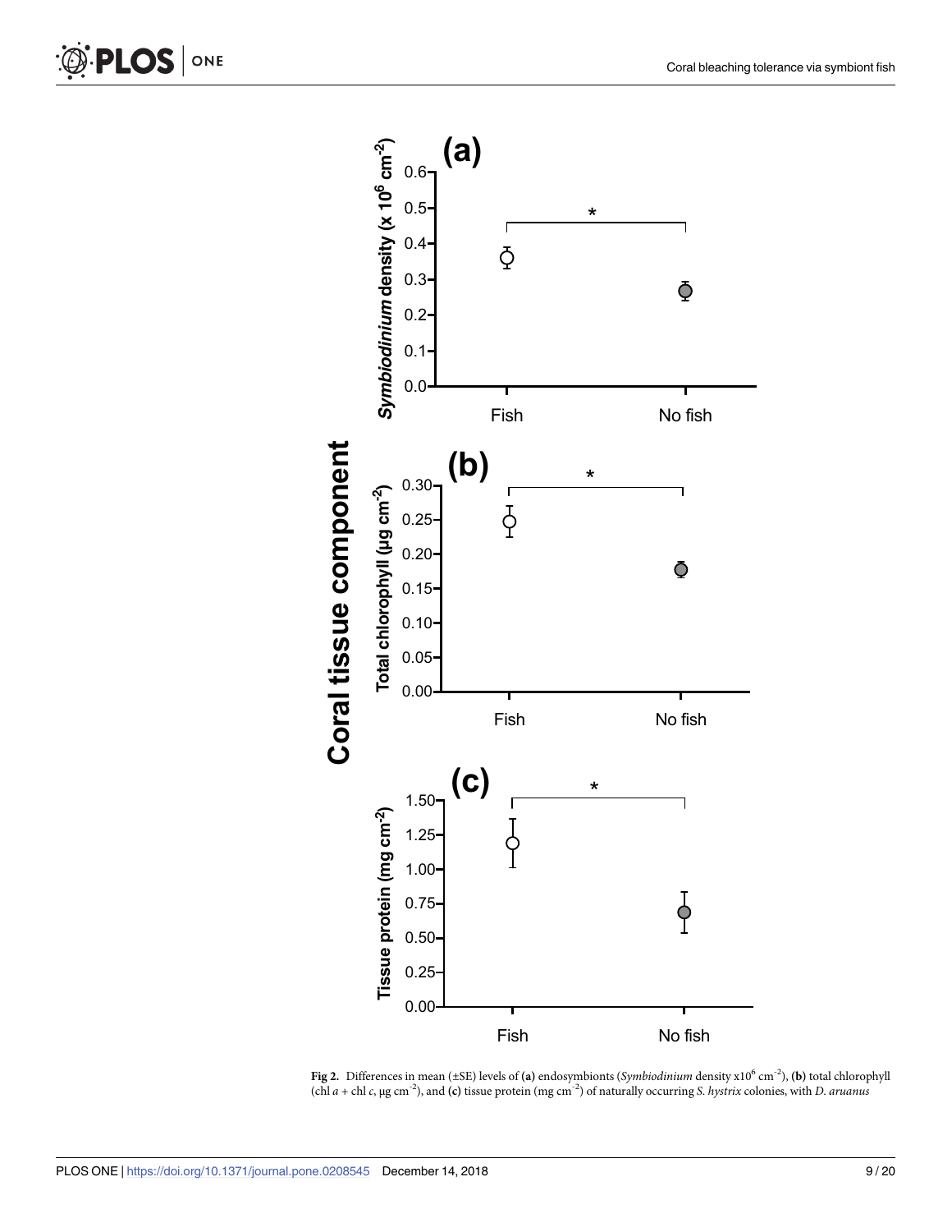**Fig 2.** Differences in mean (±SE) levels of **(a)** endosymbionts (*Symbiodinium* density x$10^6$ $cm^{-2}$), **(b)** total chlorophyll (chl *a* + chl *c*, μg $cm^{-2}$), and **(c)** tissue protein (mg $cm^{-2}$) of naturally occurring *S. hystrix* colonies, with *D. aruanus*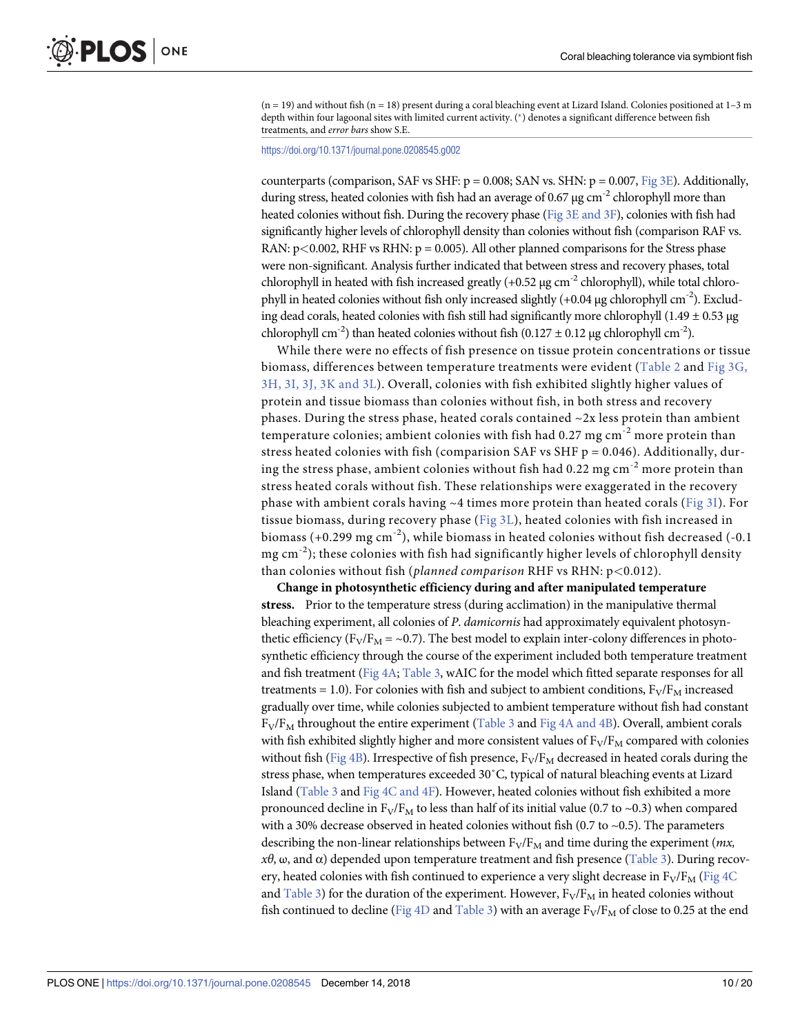(n = 19) and without fish (n = 18) present during a coral bleaching event at Lizard Island. Colonies positioned at 1–3 m depth within four lagoonal sites with limited current activity. (*) denotes a significant difference between fish treatments, and *error bars* show S.E.

https://doi.org/10.1371/journal.pone.0208545.g002

counterparts (comparison, SAF vs SHF: $p = 0.008$; SAN vs. SHN: $p = 0.007$, Fig 3E). Additionally, during stress, heated colonies with fish had an average of 0.67 μg $cm^{-2}$ chlorophyll more than heated colonies without fish. During the recovery phase (Fig 3E and 3F), colonies with fish had significantly higher levels of chlorophyll density than colonies without fish (comparison RAF vs. RAN: $p<0.002$, RHF vs RHN: $p = 0.005$). All other planned comparisons for the Stress phase were non-significant. Analysis further indicated that between stress and recovery phases, total chlorophyll in heated with fish increased greatly (+0.52 μg $cm^{-2}$ chlorophyll), while total chlorophyll in heated colonies without fish only increased slightly (+0.04 μg chlorophyll $cm^{-2}$). Excluding dead corals, heated colonies with fish still had significantly more chlorophyll (1.49 ± 0.53 μg chlorophyll $cm^{-2}$) than heated colonies without fish (0.127 ± 0.12 μg chlorophyll $cm^{-2}$).

While there were no effects of fish presence on tissue protein concentrations or tissue biomass, differences between temperature treatments were evident (Table 2 and Fig 3G, 3H, 3I, 3J, 3K and 3L). Overall, colonies with fish exhibited slightly higher values of protein and tissue biomass than colonies without fish, in both stress and recovery phases. During the stress phase, heated corals contained ~2x less protein than ambient temperature colonies; ambient colonies with fish had 0.27 mg $cm^{-2}$ more protein than stress heated colonies with fish (comparision SAF vs SHF $p = 0.046$). Additionally, during the stress phase, ambient colonies without fish had 0.22 mg $cm^{-2}$ more protein than stress heated corals without fish. These relationships were exaggerated in the recovery phase with ambient corals having ~4 times more protein than heated corals (Fig 3I). For tissue biomass, during recovery phase (Fig 3L), heated colonies with fish increased in biomass (+0.299 mg $cm^{-2}$), while biomass in heated colonies without fish decreased (-0.1 mg $cm^{-2}$); these colonies with fish had significantly higher levels of chlorophyll density than colonies without fish (*planned comparison* RHF vs RHN: $p<0.012$).

**Change in photosynthetic efficiency during and after manipulated temperature stress.** Prior to the temperature stress (during acclimation) in the manipulative thermal bleaching experiment, all colonies of *P. damicornis* had approximately equivalent photosynthetic efficiency ($F_V/F_M = \sim 0.7$). The best model to explain inter-colony differences in photosynthetic efficiency through the course of the experiment included both temperature treatment and fish treatment (Fig 4A; Table 3, wAIC for the model which fitted separate responses for all treatments = 1.0). For colonies with fish and subject to ambient conditions, $F_V/F_M$ increased gradually over time, while colonies subjected to ambient temperature without fish had constant $F_V/F_M$ throughout the entire experiment (Table 3 and Fig 4A and 4B). Overall, ambient corals with fish exhibited slightly higher and more consistent values of $F_V/F_M$ compared with colonies without fish (Fig 4B). Irrespective of fish presence, $F_V/F_M$ decreased in heated corals during the stress phase, when temperatures exceeded 30˚C, typical of natural bleaching events at Lizard Island (Table 3 and Fig 4C and 4F). However, heated colonies without fish exhibited a more pronounced decline in $F_V/F_M$ to less than half of its initial value (0.7 to ~0.3) when compared with a 30% decrease observed in heated colonies without fish (0.7 to ~0.5). The parameters describing the non-linear relationships between $F_V/F_M$ and time during the experiment (*mx, xθ*, ω, and α) depended upon temperature treatment and fish presence (Table 3). During recovery, heated colonies with fish continued to experience a very slight decrease in $F_V/F_M$ (Fig 4C and Table 3) for the duration of the experiment. However, $F_V/F_M$ in heated colonies without fish continued to decline (Fig 4D and Table 3) with an average $F_V/F_M$ of close to 0.25 at the end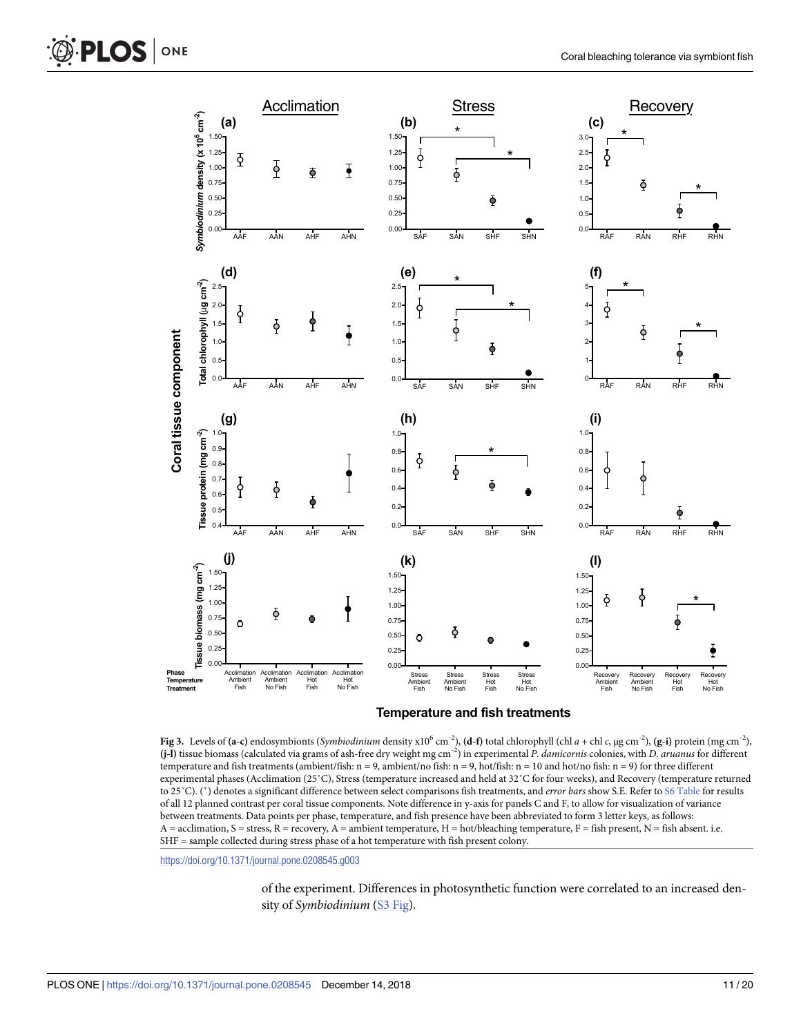**Fig 3.** Levels of **(a-c)** endosymbionts (*Symbiodinium* density x$10^6$ cm$^{-2}$), **(d-f)** total chlorophyll (chl *a* + chl *c*, μg cm$^{-2}$), **(g-i)** protein (mg cm$^{-2}$), **(j-l)** tissue biomass (calculated via grams of ash-free dry weight mg cm$^{-2}$) in experimental *P. damicornis* colonies, with *D. aruanus* for different temperature and fish treatments (ambient/fish: n = 9, ambient/no fish: n = 9, hot/fish: n = 10 and hot/no fish: n = 9) for three different experimental phases (Acclimation (25˚C), Stress (temperature increased and held at 32˚C for four weeks), and Recovery (temperature returned to 25˚C). (*) denotes a significant difference between select comparisons fish treatments, and *error bars* show S.E. Refer to S6 Table for results of all 12 planned contrast per coral tissue components. Note difference in y-axis for panels C and F, to allow for visualization of variance between treatments. Data points per phase, temperature, and fish presence have been abbreviated to form 3 letter keys, as follows: A = acclimation, S = stress, R = recovery, A = ambient temperature, H = hot/bleaching temperature, F = fish present, N = fish absent. i.e. SHF = sample collected during stress phase of a hot temperature with fish present colony.

https://doi.org/10.1371/journal.pone.0208545.g003

of the experiment. Differences in photosynthetic function were correlated to an increased density of *Symbiodinium* (S3 Fig).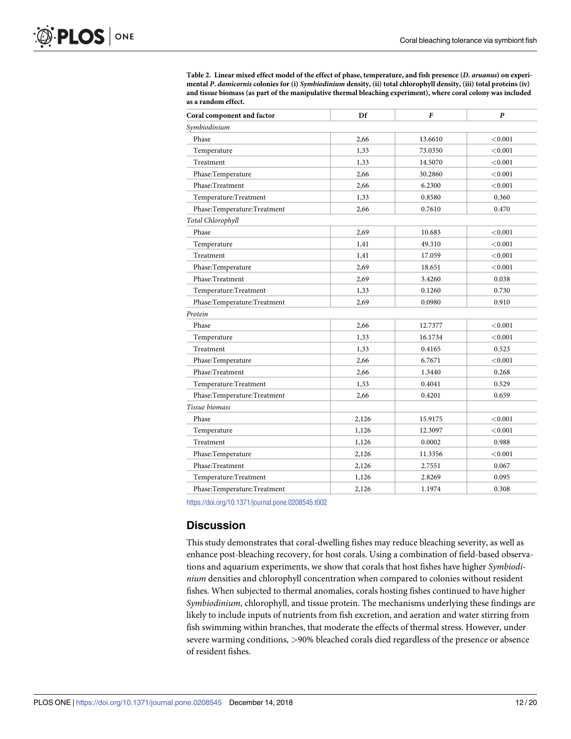**Table 2. Linear mixed effect model of the effect of phase, temperature, and fish presence (*D. aruanus*) on experimental *P. damicornis* colonies for (i) *Symbiodinium* density, (ii) total chlorophyll density, (iii) total proteins (iv) and tissue biomass (as part of the manipulative thermal bleaching experiment), where coral colony was included as a random effect.**

| Coral component and factor | Df | *F* | *P* |
|---|---|---|---|
| *Symbiodinium* | | | |
| Phase | 2,66 | 13.6610 | <0.001 |
| Temperature | 1,33 | 73.0350 | <0.001 |
| Treatment | 1,33 | 14.5070 | <0.001 |
| Phase:Temperature | 2,66 | 30.2860 | <0.001 |
| Phase:Treatment | 2,66 | 6.2300 | <0.001 |
| Temperature:Treatment | 1,33 | 0.8580 | 0.360 |
| Phase:Temperature:Treatment | 2,66 | 0.7610 | 0.470 |
| *Total Chlorophyll* | | | |
| Phase | 2,69 | 10.683 | <0.001 |
| Temperature | 1,41 | 49.310 | <0.001 |
| Treatment | 1,41 | 17.059 | <0.001 |
| Phase:Temperature | 2,69 | 18.651 | <0.001 |
| Phase:Treatment | 2,69 | 3.4260 | 0.038 |
| Temperature:Treatment | 1,33 | 0.1260 | 0.730 |
| Phase:Temperature:Treatment | 2,69 | 0.0980 | 0.910 |
| *Protein* | | | |
| Phase | 2,66 | 12.7377 | <0.001 |
| Temperature | 1,33 | 16.1734 | <0.001 |
| Treatment | 1,33 | 0.4165 | 0.523 |
| Phase:Temperature | 2,66 | 6.7671 | <0.001 |
| Phase:Treatment | 2,66 | 1.3440 | 0.268 |
| Temperature:Treatment | 1,33 | 0.4041 | 0.529 |
| Phase:Temperature:Treatment | 2,66 | 0.4201 | 0.659 |
| *Tissue biomass* | | | |
| Phase | 2,126 | 15.9175 | <0.001 |
| Temperature | 1,126 | 12.3097 | <0.001 |
| Treatment | 1,126 | 0.0002 | 0.988 |
| Phase:Temperature | 2,126 | 11.3356 | <0.001 |
| Phase:Treatment | 2,126 | 2.7551 | 0.067 |
| Temperature:Treatment | 1,126 | 2.8269 | 0.095 |
| Phase:Temperature:Treatment | 2,126 | 1.1974 | 0.308 |

https://doi.org/10.1371/journal.pone.0208545.t002

## Discussion

This study demonstrates that coral-dwelling fishes may reduce bleaching severity, as well as enhance post-bleaching recovery, for host corals. Using a combination of field-based observations and aquarium experiments, we show that corals that host fishes have higher *Symbiodinium* densities and chlorophyll concentration when compared to colonies without resident fishes. When subjected to thermal anomalies, corals hosting fishes continued to have higher *Symbiodinium*, chlorophyll, and tissue protein. The mechanisms underlying these findings are likely to include inputs of nutrients from fish excretion, and aeration and water stirring from fish swimming within branches, that moderate the effects of thermal stress. However, under severe warming conditions, >90% bleached corals died regardless of the presence or absence of resident fishes.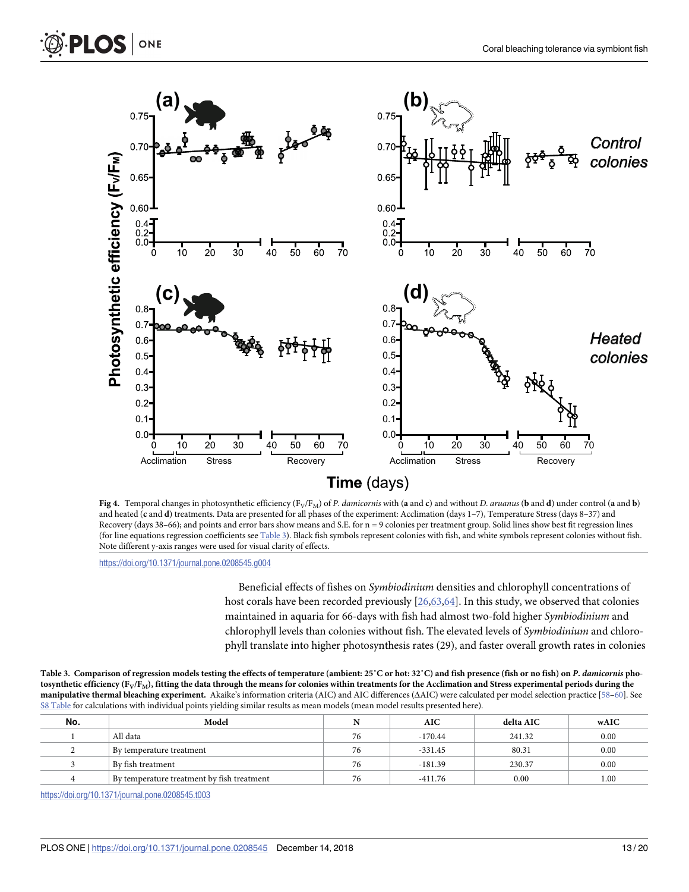**Fig 4.** Temporal changes in photosynthetic efficiency ($F_V/F_M$) of *P. damicornis* with (**a** and **c**) and without *D. aruanus* (**b** and **d**) under control (**a** and **b**) and heated (**c** and **d**) treatments. Data are presented for all phases of the experiment: Acclimation (days 1–7), Temperature Stress (days 8–37) and Recovery (days 38–66); and points and error bars show means and S.E. for n = 9 colonies per treatment group. Solid lines show best fit regression lines (for line equations regression coefficients see Table 3). Black fish symbols represent colonies with fish, and white symbols represent colonies without fish. Note different y-axis ranges were used for visual clarity of effects.

https://doi.org/10.1371/journal.pone.0208545.g004

Beneficial effects of fishes on *Symbiodinium* densities and chlorophyll concentrations of host corals have been recorded previously [26,63,64]. In this study, we observed that colonies maintained in aquaria for 66-days with fish had almost two-fold higher *Symbiodinium* and chlorophyll levels than colonies without fish. The elevated levels of *Symbiodinium* and chlorophyll translate into higher photosynthesis rates (29), and faster overall growth rates in colonies

**Table 3. Comparison of regression models testing the effects of temperature (ambient: 25˚C or hot: 32˚C) and fish presence (fish or no fish) on *P. damicornis* photosynthetic efficiency ($F_V/F_M$), fitting the data through the means for colonies within treatments for the Acclimation and Stress experimental periods during the manipulative thermal bleaching experiment.** Akaike's information criteria (AIC) and AIC differences (ΔAIC) were calculated per model selection practice [58–60]. See S8 Table for calculations with individual points yielding similar results as mean models (mean model results presented here).

| No. | Model | N | AIC | delta AIC | wAIC |
|---|---|---|---|---|---|
| 1 | All data | 76 | -170.44 | 241.32 | 0.00 |
| 2 | By temperature treatment | 76 | -331.45 | 80.31 | 0.00 |
| 3 | By fish treatment | 76 | -181.39 | 230.37 | 0.00 |
| 4 | By temperature treatment by fish treatment | 76 | -411.76 | 0.00 | 1.00 |

https://doi.org/10.1371/journal.pone.0208545.t003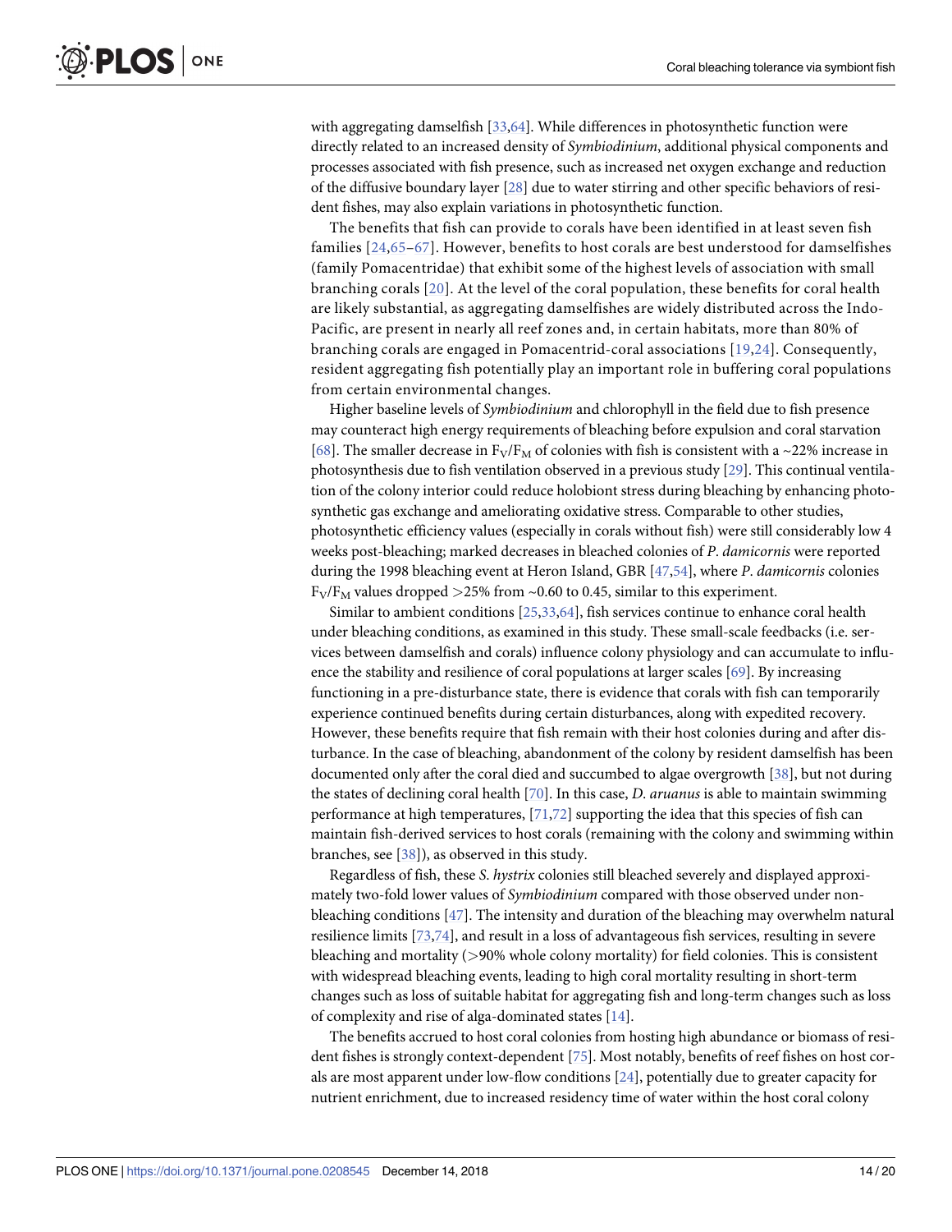with aggregating damselfish [33,64]. While differences in photosynthetic function were directly related to an increased density of *Symbiodinium*, additional physical components and processes associated with fish presence, such as increased net oxygen exchange and reduction of the diffusive boundary layer [28] due to water stirring and other specific behaviors of resident fishes, may also explain variations in photosynthetic function.

The benefits that fish can provide to corals have been identified in at least seven fish families [24,65–67]. However, benefits to host corals are best understood for damselfishes (family Pomacentridae) that exhibit some of the highest levels of association with small branching corals [20]. At the level of the coral population, these benefits for coral health are likely substantial, as aggregating damselfishes are widely distributed across the Indo-Pacific, are present in nearly all reef zones and, in certain habitats, more than 80% of branching corals are engaged in Pomacentrid-coral associations [19,24]. Consequently, resident aggregating fish potentially play an important role in buffering coral populations from certain environmental changes.

Higher baseline levels of *Symbiodinium* and chlorophyll in the field due to fish presence may counteract high energy requirements of bleaching before expulsion and coral starvation [68]. The smaller decrease in $F_V/F_M$ of colonies with fish is consistent with a ~22% increase in photosynthesis due to fish ventilation observed in a previous study [29]. This continual ventilation of the colony interior could reduce holobiont stress during bleaching by enhancing photosynthetic gas exchange and ameliorating oxidative stress. Comparable to other studies, photosynthetic efficiency values (especially in corals without fish) were still considerably low 4 weeks post-bleaching; marked decreases in bleached colonies of *P. damicornis* were reported during the 1998 bleaching event at Heron Island, GBR [47,54], where *P. damicornis* colonies $F_V/F_M$ values dropped >25% from ~0.60 to 0.45, similar to this experiment.

Similar to ambient conditions [25,33,64], fish services continue to enhance coral health under bleaching conditions, as examined in this study. These small-scale feedbacks (i.e. services between damselfish and corals) influence colony physiology and can accumulate to influence the stability and resilience of coral populations at larger scales [69]. By increasing functioning in a pre-disturbance state, there is evidence that corals with fish can temporarily experience continued benefits during certain disturbances, along with expedited recovery. However, these benefits require that fish remain with their host colonies during and after disturbance. In the case of bleaching, abandonment of the colony by resident damselfish has been documented only after the coral died and succumbed to algae overgrowth [38], but not during the states of declining coral health [70]. In this case, *D. aruanus* is able to maintain swimming performance at high temperatures, [71,72] supporting the idea that this species of fish can maintain fish-derived services to host corals (remaining with the colony and swimming within branches, see [38]), as observed in this study.

Regardless of fish, these *S. hystrix* colonies still bleached severely and displayed approximately two-fold lower values of *Symbiodinium* compared with those observed under non-bleaching conditions [47]. The intensity and duration of the bleaching may overwhelm natural resilience limits [73,74], and result in a loss of advantageous fish services, resulting in severe bleaching and mortality (>90% whole colony mortality) for field colonies. This is consistent with widespread bleaching events, leading to high coral mortality resulting in short-term changes such as loss of suitable habitat for aggregating fish and long-term changes such as loss of complexity and rise of alga-dominated states [14].

The benefits accrued to host coral colonies from hosting high abundance or biomass of resident fishes is strongly context-dependent [75]. Most notably, benefits of reef fishes on host corals are most apparent under low-flow conditions [24], potentially due to greater capacity for nutrient enrichment, due to increased residency time of water within the host coral colony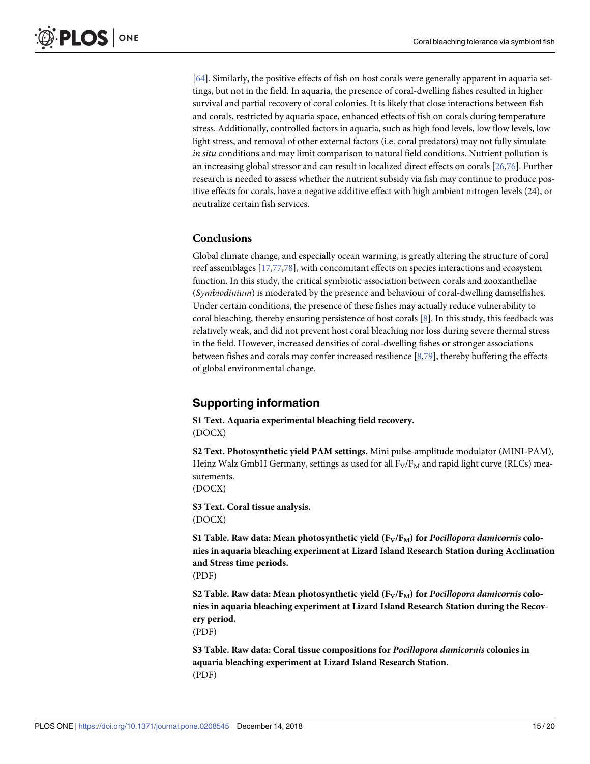[64]. Similarly, the positive effects of fish on host corals were generally apparent in aquaria settings, but not in the field. In aquaria, the presence of coral-dwelling fishes resulted in higher survival and partial recovery of coral colonies. It is likely that close interactions between fish and corals, restricted by aquaria space, enhanced effects of fish on corals during temperature stress. Additionally, controlled factors in aquaria, such as high food levels, low flow levels, low light stress, and removal of other external factors (i.e. coral predators) may not fully simulate *in situ* conditions and may limit comparison to natural field conditions. Nutrient pollution is an increasing global stressor and can result in localized direct effects on corals [26,76]. Further research is needed to assess whether the nutrient subsidy via fish may continue to produce positive effects for corals, have a negative additive effect with high ambient nitrogen levels (24), or neutralize certain fish services.

## Conclusions

Global climate change, and especially ocean warming, is greatly altering the structure of coral reef assemblages [17,77,78], with concomitant effects on species interactions and ecosystem function. In this study, the critical symbiotic association between corals and zooxanthellae (*Symbiodinium*) is moderated by the presence and behaviour of coral-dwelling damselfishes. Under certain conditions, the presence of these fishes may actually reduce vulnerability to coral bleaching, thereby ensuring persistence of host corals [8]. In this study, this feedback was relatively weak, and did not prevent host coral bleaching nor loss during severe thermal stress in the field. However, increased densities of coral-dwelling fishes or stronger associations between fishes and corals may confer increased resilience [8,79], thereby buffering the effects of global environmental change.

## Supporting information

**S1 Text. Aquaria experimental bleaching field recovery.**
(DOCX)

**S2 Text. Photosynthetic yield PAM settings.** Mini pulse-amplitude modulator (MINI-PAM), Heinz Walz GmbH Germany, settings as used for all $F_V/F_M$ and rapid light curve (RLCs) measurements.
(DOCX)

**S3 Text. Coral tissue analysis.**
(DOCX)

**S1 Table. Raw data: Mean photosynthetic yield ($F_V/F_M$) for *Pocillopora damicornis* colonies in aquaria bleaching experiment at Lizard Island Research Station during Acclimation and Stress time periods.**
(PDF)

**S2 Table. Raw data: Mean photosynthetic yield ($F_V/F_M$) for *Pocillopora damicornis* colonies in aquaria bleaching experiment at Lizard Island Research Station during the Recovery period.**
(PDF)

**S3 Table. Raw data: Coral tissue compositions for *Pocillopora damicornis* colonies in aquaria bleaching experiment at Lizard Island Research Station.**
(PDF)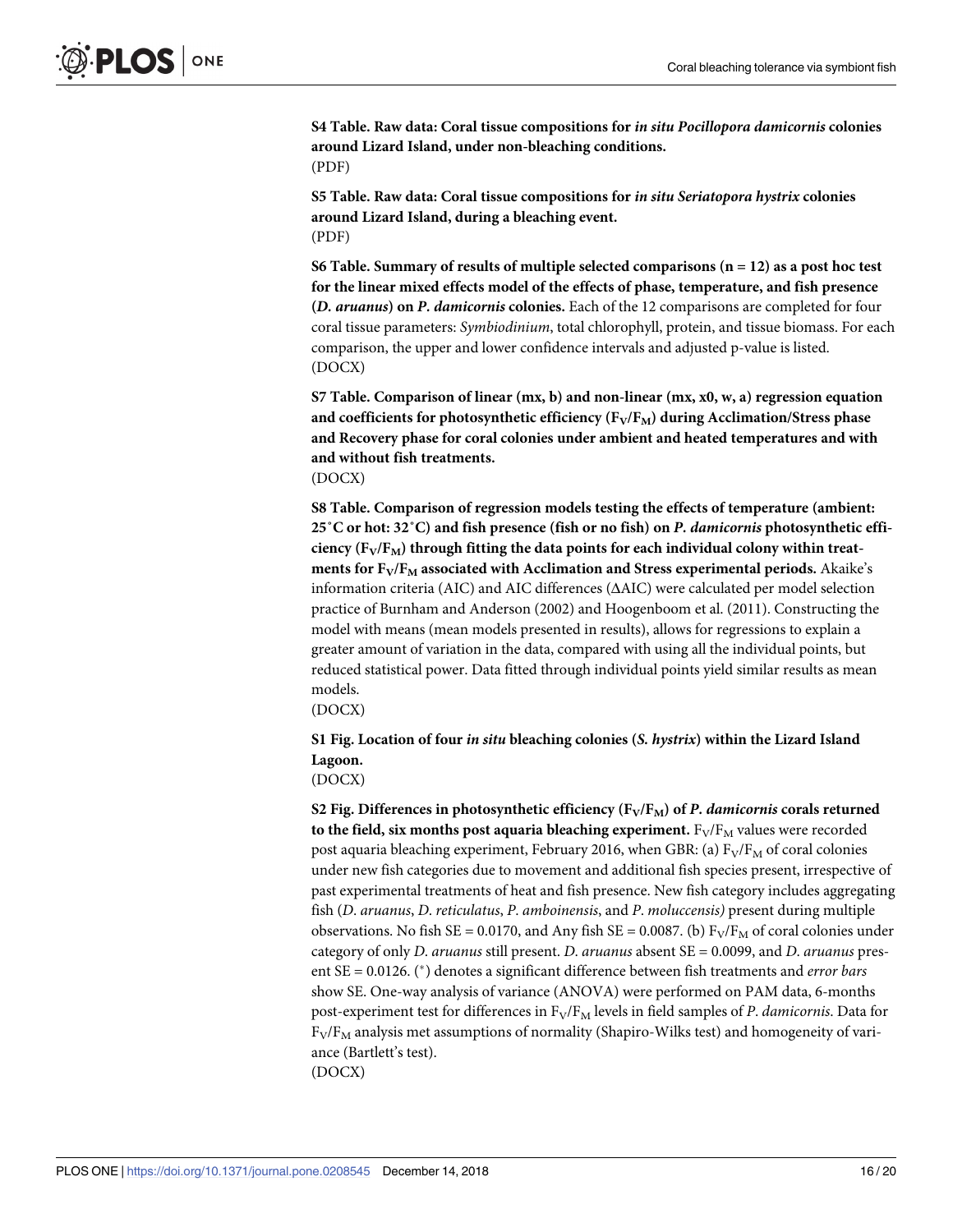**S4 Table. Raw data: Coral tissue compositions for *in situ Pocillopora damicornis* colonies around Lizard Island, under non-bleaching conditions.**
(PDF)

**S5 Table. Raw data: Coral tissue compositions for *in situ Seriatopora hystrix* colonies around Lizard Island, during a bleaching event.**
(PDF)

**S6 Table. Summary of results of multiple selected comparisons (n = 12) as a post hoc test for the linear mixed effects model of the effects of phase, temperature, and fish presence (*D. aruanus*) on *P. damicornis* colonies.** Each of the 12 comparisons are completed for four coral tissue parameters: *Symbiodinium*, total chlorophyll, protein, and tissue biomass. For each comparison, the upper and lower confidence intervals and adjusted p-value is listed.
(DOCX)

**S7 Table. Comparison of linear (mx, b) and non-linear (mx, x0, w, a) regression equation and coefficients for photosynthetic efficiency ($F_V/F_M$) during Acclimation/Stress phase and Recovery phase for coral colonies under ambient and heated temperatures and with and without fish treatments.**
(DOCX)

**S8 Table. Comparison of regression models testing the effects of temperature (ambient: 25˚C or hot: 32˚C) and fish presence (fish or no fish) on *P. damicornis* photosynthetic efficiency ($F_V/F_M$) through fitting the data points for each individual colony within treatments for $F_V/F_M$ associated with Acclimation and Stress experimental periods.** Akaike's information criteria (AIC) and AIC differences (ΔAIC) were calculated per model selection practice of Burnham and Anderson (2002) and Hoogenboom et al. (2011). Constructing the model with means (mean models presented in results), allows for regressions to explain a greater amount of variation in the data, compared with using all the individual points, but reduced statistical power. Data fitted through individual points yield similar results as mean models.
(DOCX)

**S1 Fig. Location of four *in situ* bleaching colonies (*S. hystrix*) within the Lizard Island Lagoon.**
(DOCX)

**S2 Fig. Differences in photosynthetic efficiency ($F_V/F_M$) of *P. damicornis* corals returned to the field, six months post aquaria bleaching experiment.** $F_V/F_M$ values were recorded post aquaria bleaching experiment, February 2016, when GBR: (a) $F_V/F_M$ of coral colonies under new fish categories due to movement and additional fish species present, irrespective of past experimental treatments of heat and fish presence. New fish category includes aggregating fish (*D. aruanus*, *D. reticulatus*, *P. amboinensis*, and *P. moluccensis)* present during multiple observations. No fish SE = 0.0170, and Any fish SE = 0.0087. (b) $F_V/F_M$ of coral colonies under category of only *D. aruanus* still present. *D. aruanus* absent SE = 0.0099, and *D. aruanus* present SE = 0.0126. (*) denotes a significant difference between fish treatments and *error bars* show SE. One-way analysis of variance (ANOVA) were performed on PAM data, 6-months post-experiment test for differences in $F_V/F_M$ levels in field samples of *P. damicornis*. Data for $F_V/F_M$ analysis met assumptions of normality (Shapiro-Wilks test) and homogeneity of variance (Bartlett's test).
(DOCX)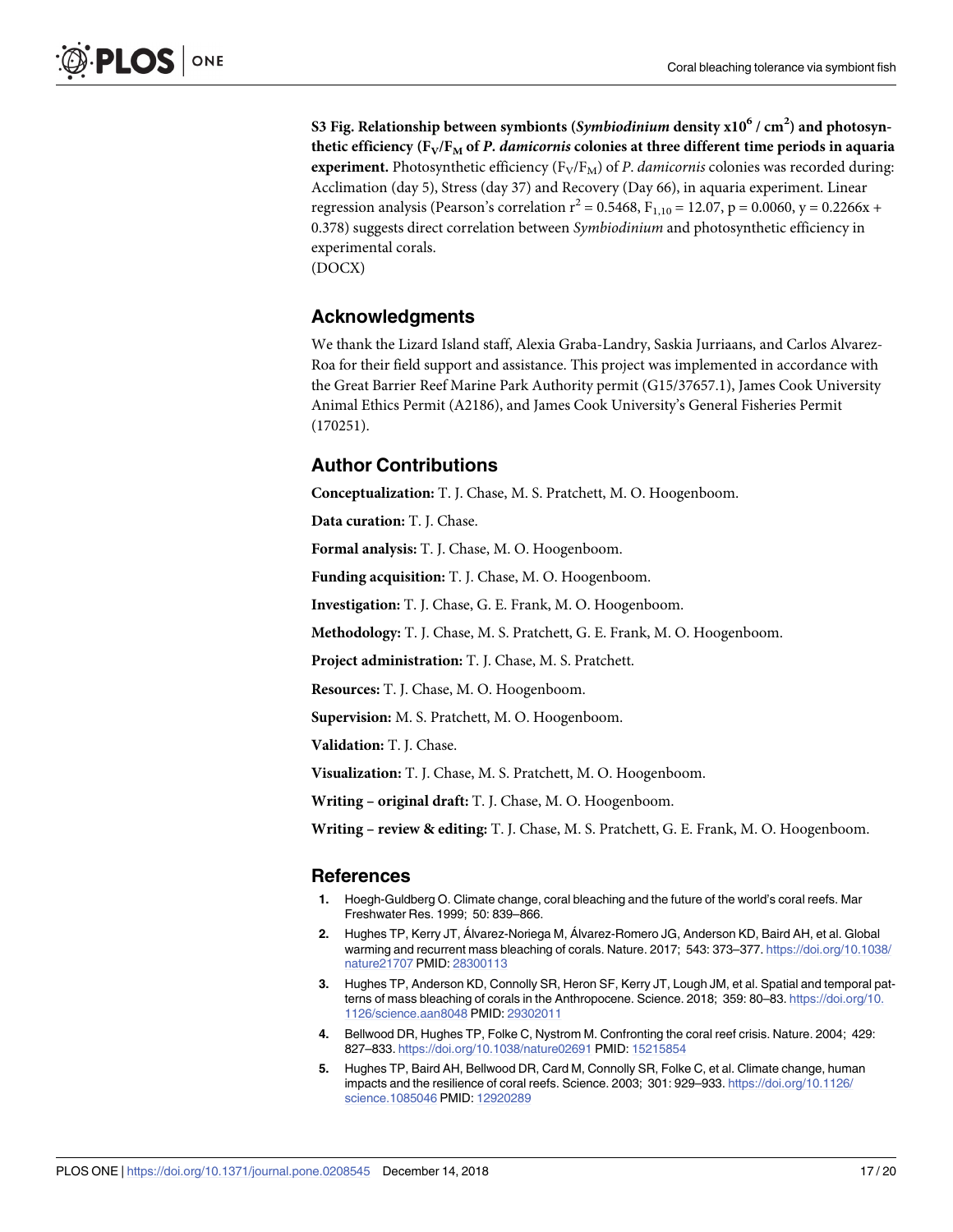**S3 Fig. Relationship between symbionts (*Symbiodinium* density x$10^6$ / $cm^2$) and photosynthetic efficiency ($F_V/F_M$ of *P. damicornis* colonies at three different time periods in aquaria experiment.** Photosynthetic efficiency ($F_V/F_M$) of *P. damicornis* colonies was recorded during: Acclimation (day 5), Stress (day 37) and Recovery (Day 66), in aquaria experiment. Linear regression analysis (Pearson's correlation $r^2 = 0.5468$, $F_{1,10} = 12.07$, $p = 0.0060$, $y = 0.2266x + 0.378$) suggests direct correlation between *Symbiodinium* and photosynthetic efficiency in experimental corals.
(DOCX)

## Acknowledgments

We thank the Lizard Island staff, Alexia Graba-Landry, Saskia Jurriaans, and Carlos Alvarez-Roa for their field support and assistance. This project was implemented in accordance with the Great Barrier Reef Marine Park Authority permit (G15/37657.1), James Cook University Animal Ethics Permit (A2186), and James Cook University's General Fisheries Permit (170251).

## Author Contributions

**Conceptualization:** T. J. Chase, M. S. Pratchett, M. O. Hoogenboom.

**Data curation:** T. J. Chase.

**Formal analysis:** T. J. Chase, M. O. Hoogenboom.

**Funding acquisition:** T. J. Chase, M. O. Hoogenboom.

**Investigation:** T. J. Chase, G. E. Frank, M. O. Hoogenboom.

**Methodology:** T. J. Chase, M. S. Pratchett, G. E. Frank, M. O. Hoogenboom.

**Project administration:** T. J. Chase, M. S. Pratchett.

**Resources:** T. J. Chase, M. O. Hoogenboom.

**Supervision:** M. S. Pratchett, M. O. Hoogenboom.

**Validation:** T. J. Chase.

**Visualization:** T. J. Chase, M. S. Pratchett, M. O. Hoogenboom.

**Writing – original draft:** T. J. Chase, M. O. Hoogenboom.

**Writing – review & editing:** T. J. Chase, M. S. Pratchett, G. E. Frank, M. O. Hoogenboom.

## References

1. Hoegh-Guldberg O. Climate change, coral bleaching and the future of the world's coral reefs. Mar Freshwater Res. 1999; 50: 839–866.
2. Hughes TP, Kerry JT, Álvarez-Noriega M, Álvarez-Romero JG, Anderson KD, Baird AH, et al. Global warming and recurrent mass bleaching of corals. Nature. 2017; 543: 373–377. https://doi.org/10.1038/nature21707 PMID: 28300113
3. Hughes TP, Anderson KD, Connolly SR, Heron SF, Kerry JT, Lough JM, et al. Spatial and temporal patterns of mass bleaching of corals in the Anthropocene. Science. 2018; 359: 80–83. https://doi.org/10.1126/science.aan8048 PMID: 29302011
4. Bellwood DR, Hughes TP, Folke C, Nystrom M. Confronting the coral reef crisis. Nature. 2004; 429: 827–833. https://doi.org/10.1038/nature02691 PMID: 15215854
5. Hughes TP, Baird AH, Bellwood DR, Card M, Connolly SR, Folke C, et al. Climate change, human impacts and the resilience of coral reefs. Science. 2003; 301: 929–933. https://doi.org/10.1126/science.1085046 PMID: 12920289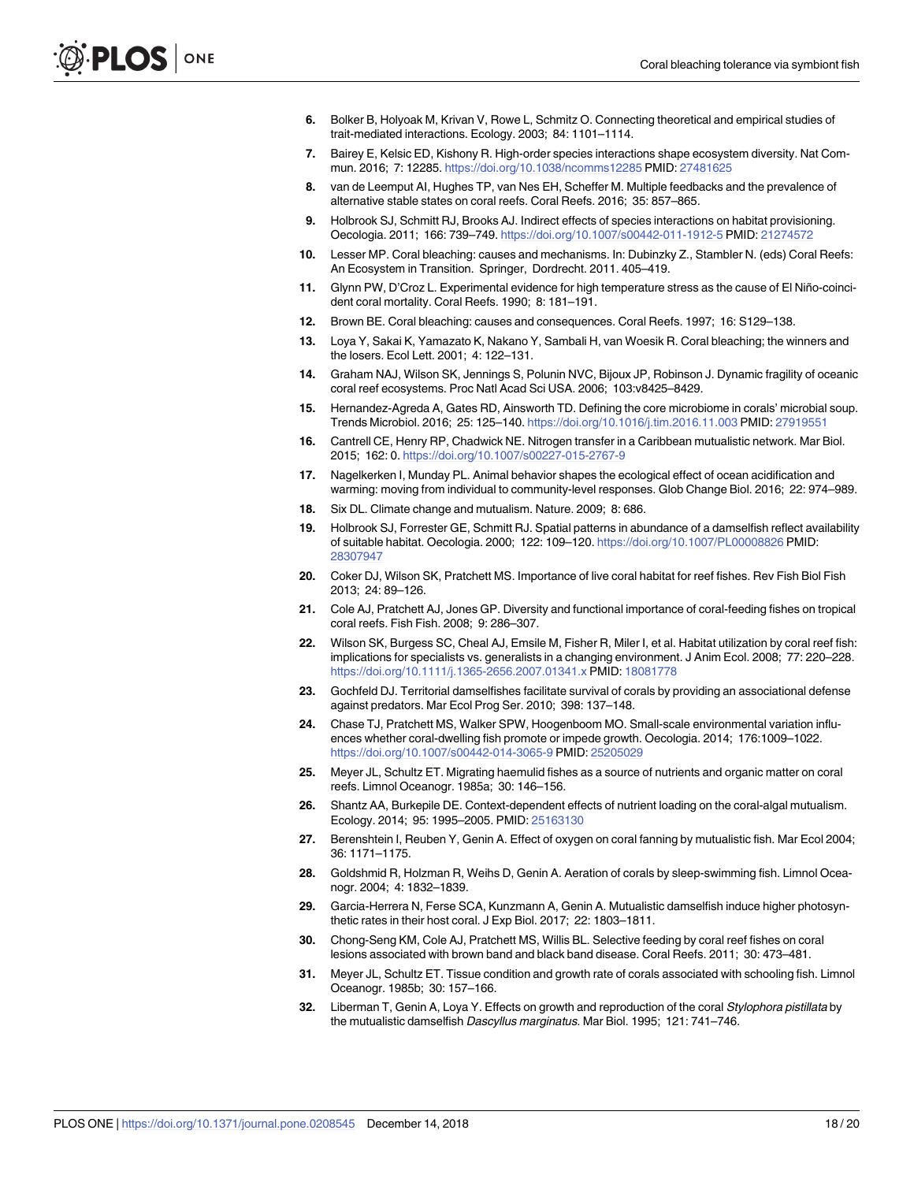6. Bolker B, Holyoak M, Krivan V, Rowe L, Schmitz O. Connecting theoretical and empirical studies of trait-mediated interactions. Ecology. 2003; 84: 1101–1114.
7. Bairey E, Kelsic ED, Kishony R. High-order species interactions shape ecosystem diversity. Nat Commun. 2016; 7: 12285. https://doi.org/10.1038/ncomms12285 PMID: 27481625
8. van de Leemput AI, Hughes TP, van Nes EH, Scheffer M. Multiple feedbacks and the prevalence of alternative stable states on coral reefs. Coral Reefs. 2016; 35: 857–865.
9. Holbrook SJ, Schmitt RJ, Brooks AJ. Indirect effects of species interactions on habitat provisioning. Oecologia. 2011; 166: 739–749. https://doi.org/10.1007/s00442-011-1912-5 PMID: 21274572
10. Lesser MP. Coral bleaching: causes and mechanisms. In: Dubinzky Z., Stambler N. (eds) Coral Reefs: An Ecosystem in Transition. Springer, Dordrecht. 2011. 405–419.
11. Glynn PW, D'Croz L. Experimental evidence for high temperature stress as the cause of El Niño-coincident coral mortality. Coral Reefs. 1990; 8: 181–191.
12. Brown BE. Coral bleaching: causes and consequences. Coral Reefs. 1997; 16: S129–138.
13. Loya Y, Sakai K, Yamazato K, Nakano Y, Sambali H, van Woesik R. Coral bleaching; the winners and the losers. Ecol Lett. 2001; 4: 122–131.
14. Graham NAJ, Wilson SK, Jennings S, Polunin NVC, Bijoux JP, Robinson J. Dynamic fragility of oceanic coral reef ecosystems. Proc Natl Acad Sci USA. 2006; 103:v8425–8429.
15. Hernandez-Agreda A, Gates RD, Ainsworth TD. Defining the core microbiome in corals' microbial soup. Trends Microbiol. 2016; 25: 125–140. https://doi.org/10.1016/j.tim.2016.11.003 PMID: 27919551
16. Cantrell CE, Henry RP, Chadwick NE. Nitrogen transfer in a Caribbean mutualistic network. Mar Biol. 2015; 162: 0. https://doi.org/10.1007/s00227-015-2767-9
17. Nagelkerken I, Munday PL. Animal behavior shapes the ecological effect of ocean acidification and warming: moving from individual to community-level responses. Glob Change Biol. 2016; 22: 974–989.
18. Six DL. Climate change and mutualism. Nature. 2009; 8: 686.
19. Holbrook SJ, Forrester GE, Schmitt RJ. Spatial patterns in abundance of a damselfish reflect availability of suitable habitat. Oecologia. 2000; 122: 109–120. https://doi.org/10.1007/PL00008826 PMID: 28307947
20. Coker DJ, Wilson SK, Pratchett MS. Importance of live coral habitat for reef fishes. Rev Fish Biol Fish 2013; 24: 89–126.
21. Cole AJ, Pratchett AJ, Jones GP. Diversity and functional importance of coral-feeding fishes on tropical coral reefs. Fish Fish. 2008; 9: 286–307.
22. Wilson SK, Burgess SC, Cheal AJ, Emsile M, Fisher R, Miler I, et al. Habitat utilization by coral reef fish: implications for specialists vs. generalists in a changing environment. J Anim Ecol. 2008; 77: 220–228. https://doi.org/10.1111/j.1365-2656.2007.01341.x PMID: 18081778
23. Gochfeld DJ. Territorial damselfishes facilitate survival of corals by providing an associational defense against predators. Mar Ecol Prog Ser. 2010; 398: 137–148.
24. Chase TJ, Pratchett MS, Walker SPW, Hoogenboom MO. Small-scale environmental variation influences whether coral-dwelling fish promote or impede growth. Oecologia. 2014; 176:1009–1022. https://doi.org/10.1007/s00442-014-3065-9 PMID: 25205029
25. Meyer JL, Schultz ET. Migrating haemulid fishes as a source of nutrients and organic matter on coral reefs. Limnol Oceanogr. 1985a; 30: 146–156.
26. Shantz AA, Burkepile DE. Context-dependent effects of nutrient loading on the coral-algal mutualism. Ecology. 2014; 95: 1995–2005. PMID: 25163130
27. Berenshtein I, Reuben Y, Genin A. Effect of oxygen on coral fanning by mutualistic fish. Mar Ecol 2004; 36: 1171–1175.
28. Goldshmid R, Holzman R, Weihs D, Genin A. Aeration of corals by sleep-swimming fish. Limnol Oceanogr. 2004; 4: 1832–1839.
29. Garcia-Herrera N, Ferse SCA, Kunzmann A, Genin A. Mutualistic damselfish induce higher photosynthetic rates in their host coral. J Exp Biol. 2017; 22: 1803–1811.
30. Chong-Seng KM, Cole AJ, Pratchett MS, Willis BL. Selective feeding by coral reef fishes on coral lesions associated with brown band and black band disease. Coral Reefs. 2011; 30: 473–481.
31. Meyer JL, Schultz ET. Tissue condition and growth rate of corals associated with schooling fish. Limnol Oceanogr. 1985b; 30: 157–166.
32. Liberman T, Genin A, Loya Y. Effects on growth and reproduction of the coral *Stylophora pistillata* by the mutualistic damselfish *Dascyllus marginatus*. Mar Biol. 1995; 121: 741–746.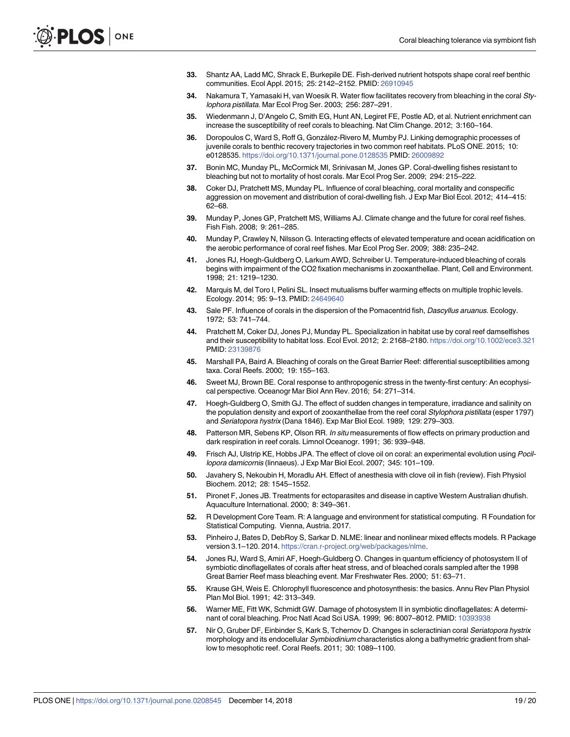33. Shantz AA, Ladd MC, Shrack E, Burkepile DE. Fish-derived nutrient hotspots shape coral reef benthic communities. Ecol Appl. 2015; 25: 2142–2152. PMID: 26910945

34. Nakamura T, Yamasaki H, van Woesik R. Water flow facilitates recovery from bleaching in the coral *Stylophora pistillata*. Mar Ecol Prog Ser. 2003; 256: 287–291.

35. Wiedenmann J, D'Angelo C, Smith EG, Hunt AN, Legiret FE, Postle AD, et al. Nutrient enrichment can increase the susceptibility of reef corals to bleaching. Nat Clim Change. 2012; 3:160–164.

36. Doropoulos C, Ward S, Roff G, González-Rivero M, Mumby PJ. Linking demographic processes of juvenile corals to benthic recovery trajectories in two common reef habitats. PLoS ONE. 2015; 10: e0128535. https://doi.org/10.1371/journal.pone.0128535 PMID: 26009892

37. Bonin MC, Munday PL, McCormick MI, Srinivasan M, Jones GP. Coral-dwelling fishes resistant to bleaching but not to mortality of host corals. Mar Ecol Prog Ser. 2009; 294: 215–222.

38. Coker DJ, Pratchett MS, Munday PL. Influence of coral bleaching, coral mortality and conspecific aggression on movement and distribution of coral-dwelling fish. J Exp Mar Biol Ecol. 2012; 414–415: 62–68.

39. Munday P, Jones GP, Pratchett MS, Williams AJ. Climate change and the future for coral reef fishes. Fish Fish. 2008; 9: 261–285.

40. Munday P, Crawley N, Nilsson G. Interacting effects of elevated temperature and ocean acidification on the aerobic performance of coral reef fishes. Mar Ecol Prog Ser. 2009; 388: 235–242.

41. Jones RJ, Hoegh-Guldberg O, Larkum AWD, Schreiber U. Temperature-induced bleaching of corals begins with impairment of the CO2 fixation mechanisms in zooxanthellae. Plant, Cell and Environment. 1998; 21: 1219–1230.

42. Marquis M, del Toro I, Pelini SL. Insect mutualisms buffer warming effects on multiple trophic levels. Ecology. 2014; 95: 9–13. PMID: 24649640

43. Sale PF. Influence of corals in the dispersion of the Pomacentrid fish, *Dascyllus aruanus*. Ecology. 1972; 53: 741–744.

44. Pratchett M, Coker DJ, Jones PJ, Munday PL. Specialization in habitat use by coral reef damselfishes and their susceptibility to habitat loss. Ecol Evol. 2012; 2: 2168–2180. https://doi.org/10.1002/ece3.321 PMID: 23139876

45. Marshall PA, Baird A. Bleaching of corals on the Great Barrier Reef: differential susceptibilities among taxa. Coral Reefs. 2000; 19: 155–163.

46. Sweet MJ, Brown BE. Coral response to anthropogenic stress in the twenty-first century: An ecophysical perspective. Oceanogr Mar Biol Ann Rev. 2016; 54: 271–314.

47. Hoegh-Guldberg O, Smith GJ. The effect of sudden changes in temperature, irradiance and salinity on the population density and export of zooxanthellae from the reef coral *Stylophora pistillata* (esper 1797) and *Seriatopora hystrix* (Dana 1846). Exp Mar Biol Ecol. 1989; 129: 279–303.

48. Patterson MR, Sebens KP, Olson RR. *In situ* measurements of flow effects on primary production and dark respiration in reef corals. Limnol Oceanogr. 1991; 36: 939–948.

49. Frisch AJ, Ulstrip KE, Hobbs JPA. The effect of clove oil on coral: an experimental evolution using *Pocillopora damicornis* (linnaeus). J Exp Mar Biol Ecol. 2007; 345: 101–109.

50. Javahery S, Nekoubin H, Moradlu AH. Effect of anesthesia with clove oil in fish (review). Fish Physiol Biochem. 2012; 28: 1545–1552.

51. Pironet F, Jones JB. Treatments for ectoparasites and disease in captive Western Australian dhufish. Aquaculture International. 2000; 8: 349–361.

52. R Development Core Team. R: A language and environment for statistical computing. R Foundation for Statistical Computing. Vienna, Austria. 2017.

53. Pinheiro J, Bates D, DebRoy S, Sarkar D. NLME: linear and nonlinear mixed effects models. R Package version 3.1–120. 2014. https://cran.r-project.org/web/packages/nlme.

54. Jones RJ, Ward S, Amiri AF, Hoegh-Guldberg O. Changes in quantum efficiency of photosystem II of symbiotic dinoflagellates of corals after heat stress, and of bleached corals sampled after the 1998 Great Barrier Reef mass bleaching event. Mar Freshwater Res. 2000; 51: 63–71.

55. Krause GH, Weis E. Chlorophyll fluorescence and photosynthesis: the basics. Annu Rev Plan Physiol Plan Mol Biol. 1991; 42: 313–349.

56. Warner ME, Fitt WK, Schmidt GW. Damage of photosystem II in symbiotic dinoflagellates: A determinant of coral bleaching. Proc Natl Acad Sci USA. 1999; 96: 8007–8012. PMID: 10393938

57. Nir O, Gruber DF, Einbinder S, Kark S, Tchernov D. Changes in scleractinian coral *Seriatopora hystrix* morphology and its endocellular *Symbiodinium* characteristics along a bathymetric gradient from shallow to mesophotic reef. Coral Reefs. 2011; 30: 1089–1100.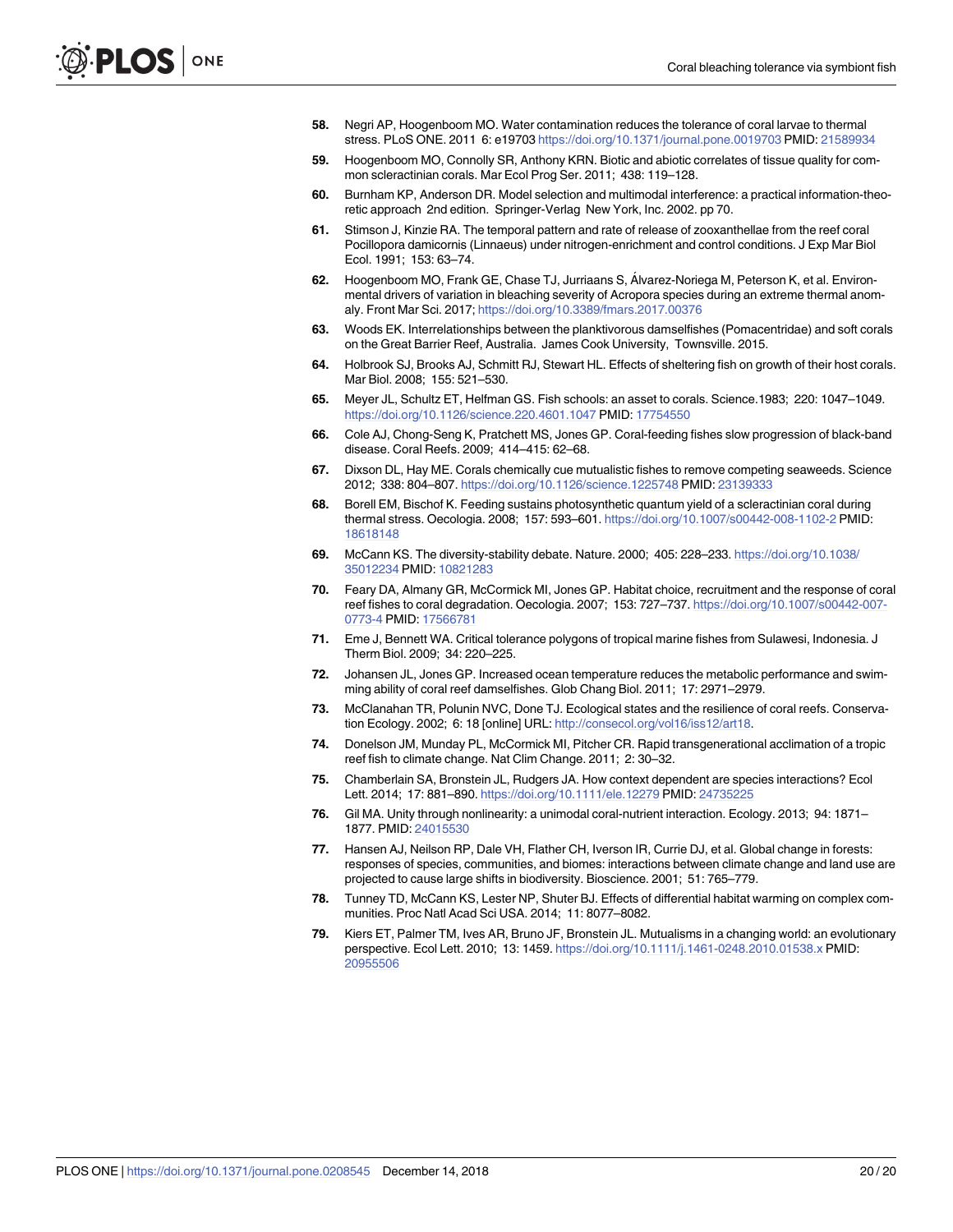58. Negri AP, Hoogenboom MO. Water contamination reduces the tolerance of coral larvae to thermal stress. PLoS ONE. 2011 6: e19703 https://doi.org/10.1371/journal.pone.0019703 PMID: 21589934

59. Hoogenboom MO, Connolly SR, Anthony KRN. Biotic and abiotic correlates of tissue quality for common scleractinian corals. Mar Ecol Prog Ser. 2011; 438: 119–128.

60. Burnham KP, Anderson DR. Model selection and multimodal interference: a practical information-theoretic approach 2nd edition. Springer-Verlag New York, Inc. 2002. pp 70.

61. Stimson J, Kinzie RA. The temporal pattern and rate of release of zooxanthellae from the reef coral Pocillopora damicornis (Linnaeus) under nitrogen-enrichment and control conditions. J Exp Mar Biol Ecol. 1991; 153: 63–74.

62. Hoogenboom MO, Frank GE, Chase TJ, Jurriaans S, Álvarez-Noriega M, Peterson K, et al. Environmental drivers of variation in bleaching severity of Acropora species during an extreme thermal anomaly. Front Mar Sci. 2017; https://doi.org/10.3389/fmars.2017.00376

63. Woods EK. Interrelationships between the planktivorous damselfishes (Pomacentridae) and soft corals on the Great Barrier Reef, Australia. James Cook University, Townsville. 2015.

64. Holbrook SJ, Brooks AJ, Schmitt RJ, Stewart HL. Effects of sheltering fish on growth of their host corals. Mar Biol. 2008; 155: 521–530.

65. Meyer JL, Schultz ET, Helfman GS. Fish schools: an asset to corals. Science.1983; 220: 1047–1049. https://doi.org/10.1126/science.220.4601.1047 PMID: 17754550

66. Cole AJ, Chong-Seng K, Pratchett MS, Jones GP. Coral-feeding fishes slow progression of black-band disease. Coral Reefs. 2009; 414–415: 62–68.

67. Dixson DL, Hay ME. Corals chemically cue mutualistic fishes to remove competing seaweeds. Science 2012; 338: 804–807. https://doi.org/10.1126/science.1225748 PMID: 23139333

68. Borell EM, Bischof K. Feeding sustains photosynthetic quantum yield of a scleractinian coral during thermal stress. Oecologia. 2008; 157: 593–601. https://doi.org/10.1007/s00442-008-1102-2 PMID: 18618148

69. McCann KS. The diversity-stability debate. Nature. 2000; 405: 228–233. https://doi.org/10.1038/35012234 PMID: 10821283

70. Feary DA, Almany GR, McCormick MI, Jones GP. Habitat choice, recruitment and the response of coral reef fishes to coral degradation. Oecologia. 2007; 153: 727–737. https://doi.org/10.1007/s00442-007-0773-4 PMID: 17566781

71. Eme J, Bennett WA. Critical tolerance polygons of tropical marine fishes from Sulawesi, Indonesia. J Therm Biol. 2009; 34: 220–225.

72. Johansen JL, Jones GP. Increased ocean temperature reduces the metabolic performance and swimming ability of coral reef damselfishes. Glob Chang Biol. 2011; 17: 2971–2979.

73. McClanahan TR, Polunin NVC, Done TJ. Ecological states and the resilience of coral reefs. Conservation Ecology. 2002; 6: 18 [online] URL: http://consecol.org/vol16/iss12/art18.

74. Donelson JM, Munday PL, McCormick MI, Pitcher CR. Rapid transgenerational acclimation of a tropic reef fish to climate change. Nat Clim Change. 2011; 2: 30–32.

75. Chamberlain SA, Bronstein JL, Rudgers JA. How context dependent are species interactions? Ecol Lett. 2014; 17: 881–890. https://doi.org/10.1111/ele.12279 PMID: 24735225

76. Gil MA. Unity through nonlinearity: a unimodal coral-nutrient interaction. Ecology. 2013; 94: 1871–1877. PMID: 24015530

77. Hansen AJ, Neilson RP, Dale VH, Flather CH, Iverson IR, Currie DJ, et al. Global change in forests: responses of species, communities, and biomes: interactions between climate change and land use are projected to cause large shifts in biodiversity. Bioscience. 2001; 51: 765–779.

78. Tunney TD, McCann KS, Lester NP, Shuter BJ. Effects of differential habitat warming on complex communities. Proc Natl Acad Sci USA. 2014; 11: 8077–8082.

79. Kiers ET, Palmer TM, Ives AR, Bruno JF, Bronstein JL. Mutualisms in a changing world: an evolutionary perspective. Ecol Lett. 2010; 13: 1459. https://doi.org/10.1111/j.1461-0248.2010.01538.x PMID: 20955506